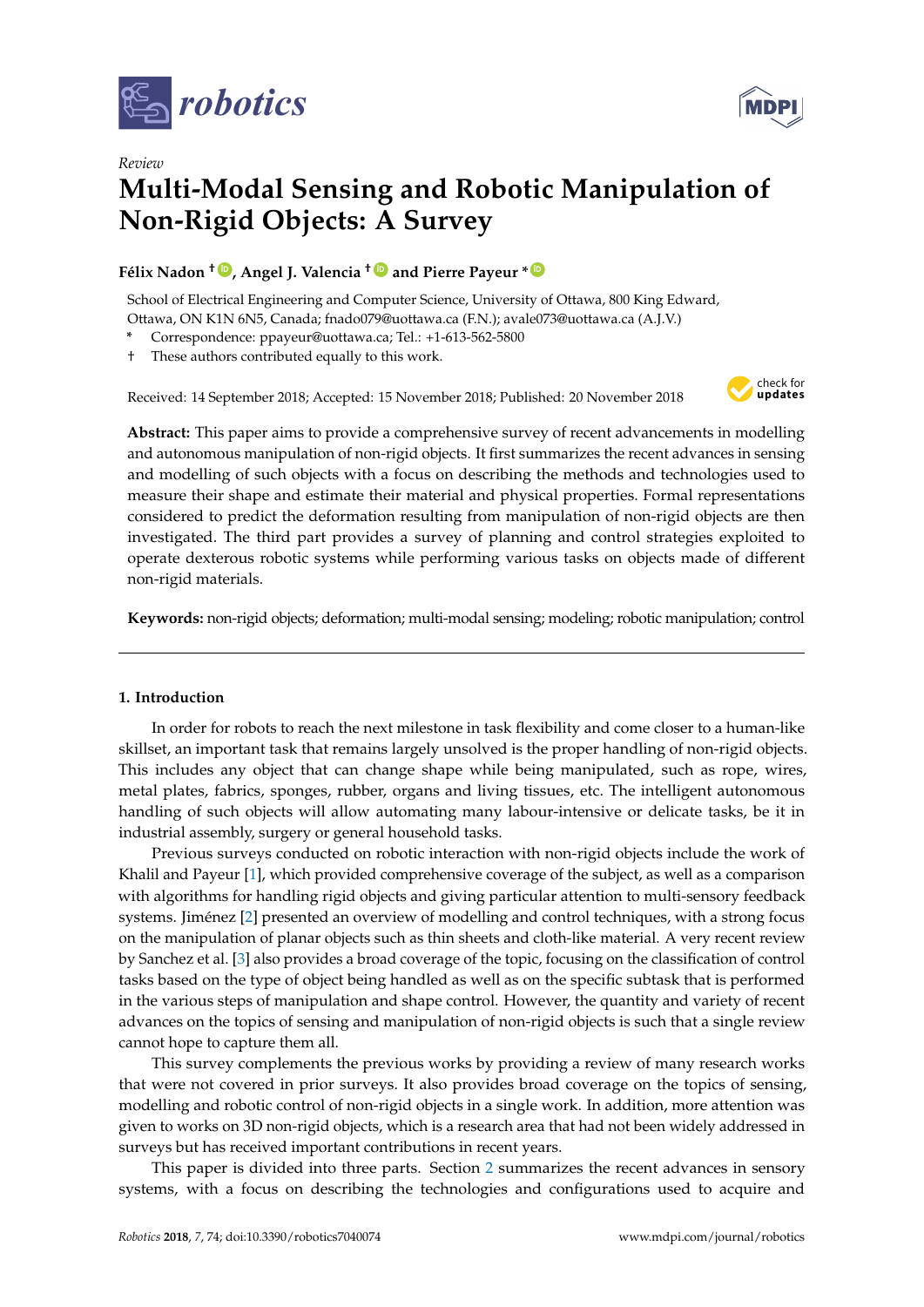*Review*

# Multi-Modal Sensing and Robotic Manipulation of Non-Rigid Objects: A Survey

**Félix Nadon** †, **Angel J. Valencia** † and **Pierre Payeur** *

School of Electrical Engineering and Computer Science, University of Ottawa, 800 King Edward, Ottawa, ON K1N 6N5, Canada; fnado079@uottawa.ca (F.N.); avale073@uottawa.ca (A.J.V.)

\* Correspondence: ppayeur@uottawa.ca; Tel.: +1-613-562-5800

† These authors contributed equally to this work.

Received: 14 September 2018; Accepted: 15 November 2018; Published: 20 November 2018

**Abstract:** This paper aims to provide a comprehensive survey of recent advancements in modelling and autonomous manipulation of non-rigid objects. It first summarizes the recent advances in sensing and modelling of such objects with a focus on describing the methods and technologies used to measure their shape and estimate their material and physical properties. Formal representations considered to predict the deformation resulting from manipulation of non-rigid objects are then investigated. The third part provides a survey of planning and control strategies exploited to operate dexterous robotic systems while performing various tasks on objects made of different non-rigid materials.

**Keywords:** non-rigid objects; deformation; multi-modal sensing; modeling; robotic manipulation; control

## 1. Introduction

In order for robots to reach the next milestone in task flexibility and come closer to a human-like skillset, an important task that remains largely unsolved is the proper handling of non-rigid objects. This includes any object that can change shape while being manipulated, such as rope, wires, metal plates, fabrics, sponges, rubber, organs and living tissues, etc. The intelligent autonomous handling of such objects will allow automating many labour-intensive or delicate tasks, be it in industrial assembly, surgery or general household tasks.

Previous surveys conducted on robotic interaction with non-rigid objects include the work of Khalil and Payeur [1], which provided comprehensive coverage of the subject, as well as a comparison with algorithms for handling rigid objects and giving particular attention to multi-sensory feedback systems. Jiménez [2] presented an overview of modelling and control techniques, with a strong focus on the manipulation of planar objects such as thin sheets and cloth-like material. A very recent review by Sanchez et al. [3] also provides a broad coverage of the topic, focusing on the classification of control tasks based on the type of object being handled as well as on the specific subtask that is performed in the various steps of manipulation and shape control. However, the quantity and variety of recent advances on the topics of sensing and manipulation of non-rigid objects is such that a single review cannot hope to capture them all.

This survey complements the previous works by providing a review of many research works that were not covered in prior surveys. It also provides broad coverage on the topics of sensing, modelling and robotic control of non-rigid objects in a single work. In addition, more attention was given to works on 3D non-rigid objects, which is a research area that had not been widely addressed in surveys but has received important contributions in recent years.

This paper is divided into three parts. Section 2 summarizes the recent advances in sensory systems, with a focus on describing the technologies and configurations used to acquire and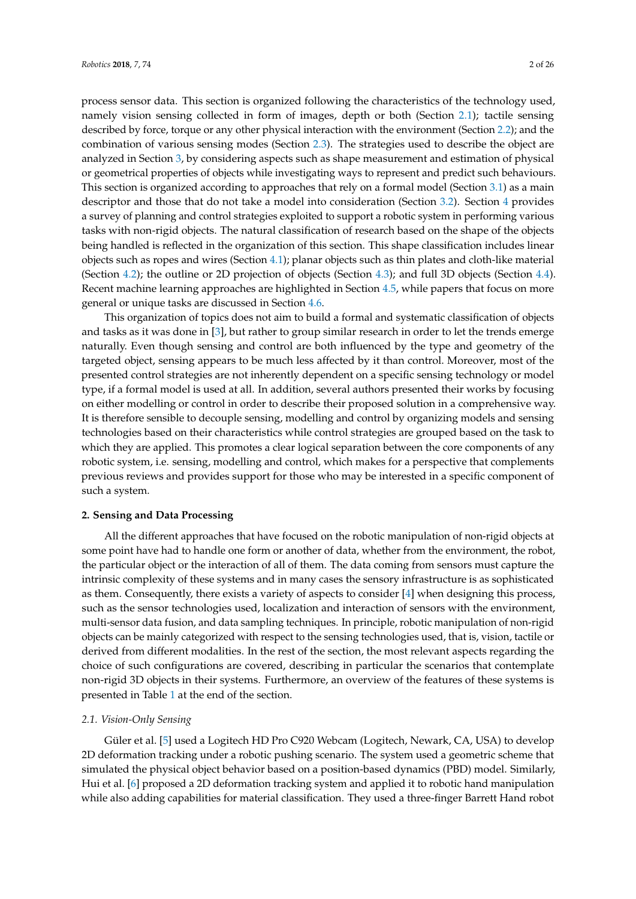process sensor data. This section is organized following the characteristics of the technology used, namely vision sensing collected in form of images, depth or both (Section 2.1); tactile sensing described by force, torque or any other physical interaction with the environment (Section 2.2); and the combination of various sensing modes (Section 2.3). The strategies used to describe the object are analyzed in Section 3, by considering aspects such as shape measurement and estimation of physical or geometrical properties of objects while investigating ways to represent and predict such behaviours. This section is organized according to approaches that rely on a formal model (Section 3.1) as a main descriptor and those that do not take a model into consideration (Section 3.2). Section 4 provides a survey of planning and control strategies exploited to support a robotic system in performing various tasks with non-rigid objects. The natural classification of research based on the shape of the objects being handled is reflected in the organization of this section. This shape classification includes linear objects such as ropes and wires (Section 4.1); planar objects such as thin plates and cloth-like material (Section 4.2); the outline or 2D projection of objects (Section 4.3); and full 3D objects (Section 4.4). Recent machine learning approaches are highlighted in Section 4.5, while papers that focus on more general or unique tasks are discussed in Section 4.6.

This organization of topics does not aim to build a formal and systematic classification of objects and tasks as it was done in [3], but rather to group similar research in order to let the trends emerge naturally. Even though sensing and control are both influenced by the type and geometry of the targeted object, sensing appears to be much less affected by it than control. Moreover, most of the presented control strategies are not inherently dependent on a specific sensing technology or model type, if a formal model is used at all. In addition, several authors presented their works by focusing on either modelling or control in order to describe their proposed solution in a comprehensive way. It is therefore sensible to decouple sensing, modelling and control by organizing models and sensing technologies based on their characteristics while control strategies are grouped based on the task to which they are applied. This promotes a clear logical separation between the core components of any robotic system, i.e. sensing, modelling and control, which makes for a perspective that complements previous reviews and provides support for those who may be interested in a specific component of such a system.

## 2. Sensing and Data Processing

All the different approaches that have focused on the robotic manipulation of non-rigid objects at some point have had to handle one form or another of data, whether from the environment, the robot, the particular object or the interaction of all of them. The data coming from sensors must capture the intrinsic complexity of these systems and in many cases the sensory infrastructure is as sophisticated as them. Consequently, there exists a variety of aspects to consider [4] when designing this process, such as the sensor technologies used, localization and interaction of sensors with the environment, multi-sensor data fusion, and data sampling techniques. In principle, robotic manipulation of non-rigid objects can be mainly categorized with respect to the sensing technologies used, that is, vision, tactile or derived from different modalities. In the rest of the section, the most relevant aspects regarding the choice of such configurations are covered, describing in particular the scenarios that contemplate non-rigid 3D objects in their systems. Furthermore, an overview of the features of these systems is presented in Table 1 at the end of the section.

### *2.1. Vision-Only Sensing*

Güler et al. [5] used a Logitech HD Pro C920 Webcam (Logitech, Newark, CA, USA) to develop 2D deformation tracking under a robotic pushing scenario. The system used a geometric scheme that simulated the physical object behavior based on a position-based dynamics (PBD) model. Similarly, Hui et al. [6] proposed a 2D deformation tracking system and applied it to robotic hand manipulation while also adding capabilities for material classification. They used a three-finger Barrett Hand robot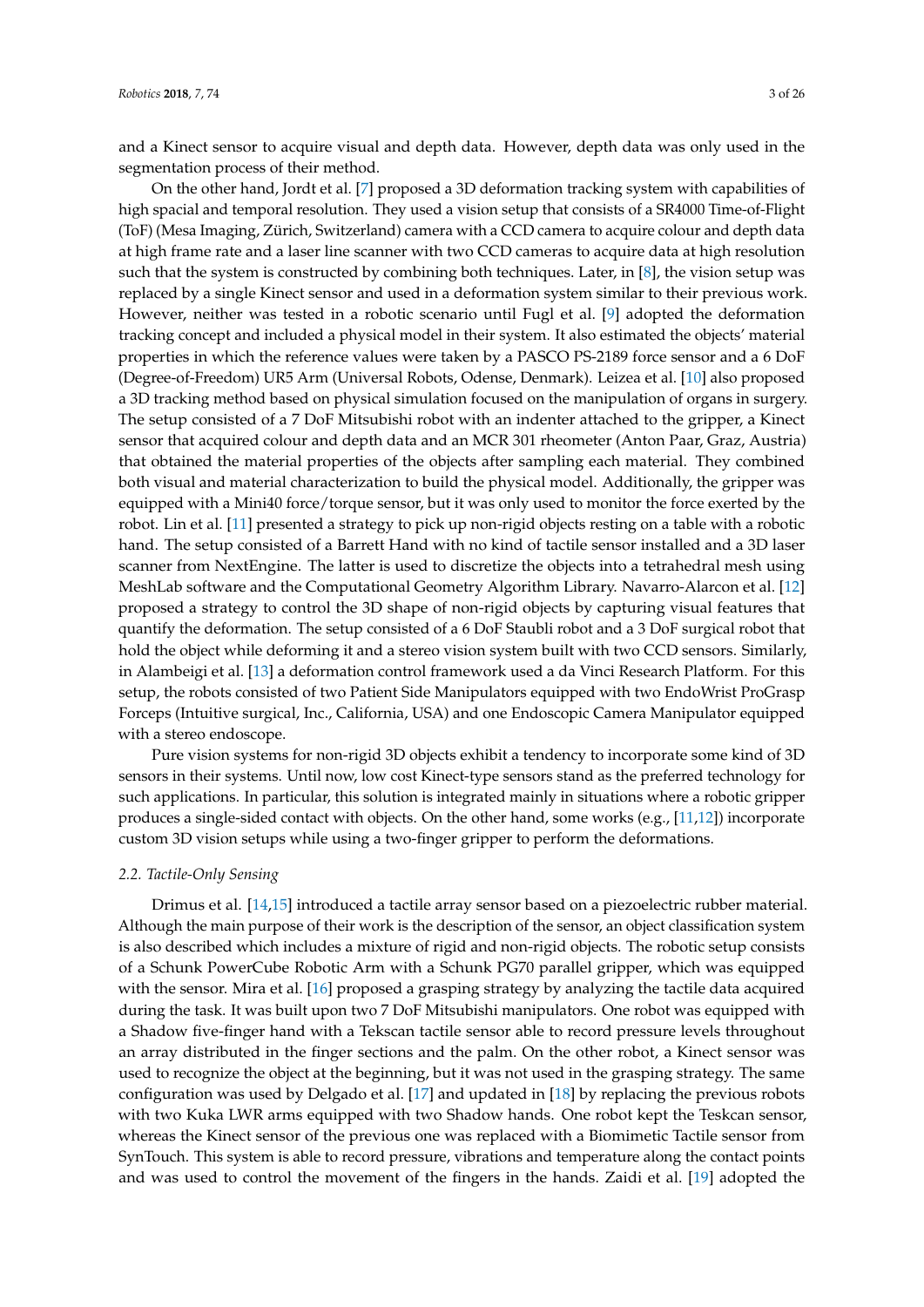and a Kinect sensor to acquire visual and depth data. However, depth data was only used in the segmentation process of their method.

On the other hand, Jordt et al. [7] proposed a 3D deformation tracking system with capabilities of high spacial and temporal resolution. They used a vision setup that consists of a SR4000 Time-of-Flight (ToF) (Mesa Imaging, Zürich, Switzerland) camera with a CCD camera to acquire colour and depth data at high frame rate and a laser line scanner with two CCD cameras to acquire data at high resolution such that the system is constructed by combining both techniques. Later, in [8], the vision setup was replaced by a single Kinect sensor and used in a deformation system similar to their previous work. However, neither was tested in a robotic scenario until Fugl et al. [9] adopted the deformation tracking concept and included a physical model in their system. It also estimated the objects' material properties in which the reference values were taken by a PASCO PS-2189 force sensor and a 6 DoF (Degree-of-Freedom) UR5 Arm (Universal Robots, Odense, Denmark). Leizea et al. [10] also proposed a 3D tracking method based on physical simulation focused on the manipulation of organs in surgery. The setup consisted of a 7 DoF Mitsubishi robot with an indenter attached to the gripper, a Kinect sensor that acquired colour and depth data and an MCR 301 rheometer (Anton Paar, Graz, Austria) that obtained the material properties of the objects after sampling each material. They combined both visual and material characterization to build the physical model. Additionally, the gripper was equipped with a Mini40 force/torque sensor, but it was only used to monitor the force exerted by the robot. Lin et al. [11] presented a strategy to pick up non-rigid objects resting on a table with a robotic hand. The setup consisted of a Barrett Hand with no kind of tactile sensor installed and a 3D laser scanner from NextEngine. The latter is used to discretize the objects into a tetrahedral mesh using MeshLab software and the Computational Geometry Algorithm Library. Navarro-Alarcon et al. [12] proposed a strategy to control the 3D shape of non-rigid objects by capturing visual features that quantify the deformation. The setup consisted of a 6 DoF Staubli robot and a 3 DoF surgical robot that hold the object while deforming it and a stereo vision system built with two CCD sensors. Similarly, in Alambeigi et al. [13] a deformation control framework used a da Vinci Research Platform. For this setup, the robots consisted of two Patient Side Manipulators equipped with two EndoWrist ProGrasp Forceps (Intuitive surgical, Inc., California, USA) and one Endoscopic Camera Manipulator equipped with a stereo endoscope.

Pure vision systems for non-rigid 3D objects exhibit a tendency to incorporate some kind of 3D sensors in their systems. Until now, low cost Kinect-type sensors stand as the preferred technology for such applications. In particular, this solution is integrated mainly in situations where a robotic gripper produces a single-sided contact with objects. On the other hand, some works (e.g., [11,12]) incorporate custom 3D vision setups while using a two-finger gripper to perform the deformations.

### 2.2. Tactile-Only Sensing

Drimus et al. [14,15] introduced a tactile array sensor based on a piezoelectric rubber material. Although the main purpose of their work is the description of the sensor, an object classification system is also described which includes a mixture of rigid and non-rigid objects. The robotic setup consists of a Schunk PowerCube Robotic Arm with a Schunk PG70 parallel gripper, which was equipped with the sensor. Mira et al. [16] proposed a grasping strategy by analyzing the tactile data acquired during the task. It was built upon two 7 DoF Mitsubishi manipulators. One robot was equipped with a Shadow five-finger hand with a Tekscan tactile sensor able to record pressure levels throughout an array distributed in the finger sections and the palm. On the other robot, a Kinect sensor was used to recognize the object at the beginning, but it was not used in the grasping strategy. The same configuration was used by Delgado et al. [17] and updated in [18] by replacing the previous robots with two Kuka LWR arms equipped with two Shadow hands. One robot kept the Teskcan sensor, whereas the Kinect sensor of the previous one was replaced with a Biomimetic Tactile sensor from SynTouch. This system is able to record pressure, vibrations and temperature along the contact points and was used to control the movement of the fingers in the hands. Zaidi et al. [19] adopted the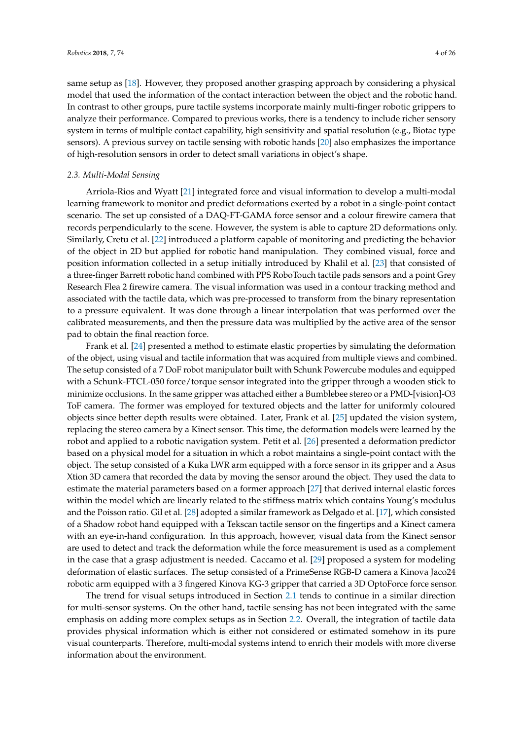same setup as [18]. However, they proposed another grasping approach by considering a physical model that used the information of the contact interaction between the object and the robotic hand. In contrast to other groups, pure tactile systems incorporate mainly multi-finger robotic grippers to analyze their performance. Compared to previous works, there is a tendency to include richer sensory system in terms of multiple contact capability, high sensitivity and spatial resolution (e.g., Biotac type sensors). A previous survey on tactile sensing with robotic hands [20] also emphasizes the importance of high-resolution sensors in order to detect small variations in object's shape.

### 2.3. Multi-Modal Sensing

Arriola-Rios and Wyatt [21] integrated force and visual information to develop a multi-modal learning framework to monitor and predict deformations exerted by a robot in a single-point contact scenario. The set up consisted of a DAQ-FT-GAMA force sensor and a colour firewire camera that records perpendicularly to the scene. However, the system is able to capture 2D deformations only. Similarly, Cretu et al. [22] introduced a platform capable of monitoring and predicting the behavior of the object in 2D but applied for robotic hand manipulation. They combined visual, force and position information collected in a setup initially introduced by Khalil et al. [23] that consisted of a three-finger Barrett robotic hand combined with PPS RoboTouch tactile pads sensors and a point Grey Research Flea 2 firewire camera. The visual information was used in a contour tracking method and associated with the tactile data, which was pre-processed to transform from the binary representation to a pressure equivalent. It was done through a linear interpolation that was performed over the calibrated measurements, and then the pressure data was multiplied by the active area of the sensor pad to obtain the final reaction force.

Frank et al. [24] presented a method to estimate elastic properties by simulating the deformation of the object, using visual and tactile information that was acquired from multiple views and combined. The setup consisted of a 7 DoF robot manipulator built with Schunk Powercube modules and equipped with a Schunk-FTCL-050 force/torque sensor integrated into the gripper through a wooden stick to minimize occlusions. In the same gripper was attached either a Bumblebee stereo or a PMD-[vision]-O3 ToF camera. The former was employed for textured objects and the latter for uniformly coloured objects since better depth results were obtained. Later, Frank et al. [25] updated the vision system, replacing the stereo camera by a Kinect sensor. This time, the deformation models were learned by the robot and applied to a robotic navigation system. Petit et al. [26] presented a deformation predictor based on a physical model for a situation in which a robot maintains a single-point contact with the object. The setup consisted of a Kuka LWR arm equipped with a force sensor in its gripper and a Asus Xtion 3D camera that recorded the data by moving the sensor around the object. They used the data to estimate the material parameters based on a former approach [27] that derived internal elastic forces within the model which are linearly related to the stiffness matrix which contains Young's modulus and the Poisson ratio. Gil et al. [28] adopted a similar framework as Delgado et al. [17], which consisted of a Shadow robot hand equipped with a Tekscan tactile sensor on the fingertips and a Kinect camera with an eye-in-hand configuration. In this approach, however, visual data from the Kinect sensor are used to detect and track the deformation while the force measurement is used as a complement in the case that a grasp adjustment is needed. Caccamo et al. [29] proposed a system for modeling deformation of elastic surfaces. The setup consisted of a PrimeSense RGB-D camera a Kinova Jaco24 robotic arm equipped with a 3 fingered Kinova KG-3 gripper that carried a 3D OptoForce force sensor.

The trend for visual setups introduced in Section 2.1 tends to continue in a similar direction for multi-sensor systems. On the other hand, tactile sensing has not been integrated with the same emphasis on adding more complex setups as in Section 2.2. Overall, the integration of tactile data provides physical information which is either not considered or estimated somehow in its pure visual counterparts. Therefore, multi-modal systems intend to enrich their models with more diverse information about the environment.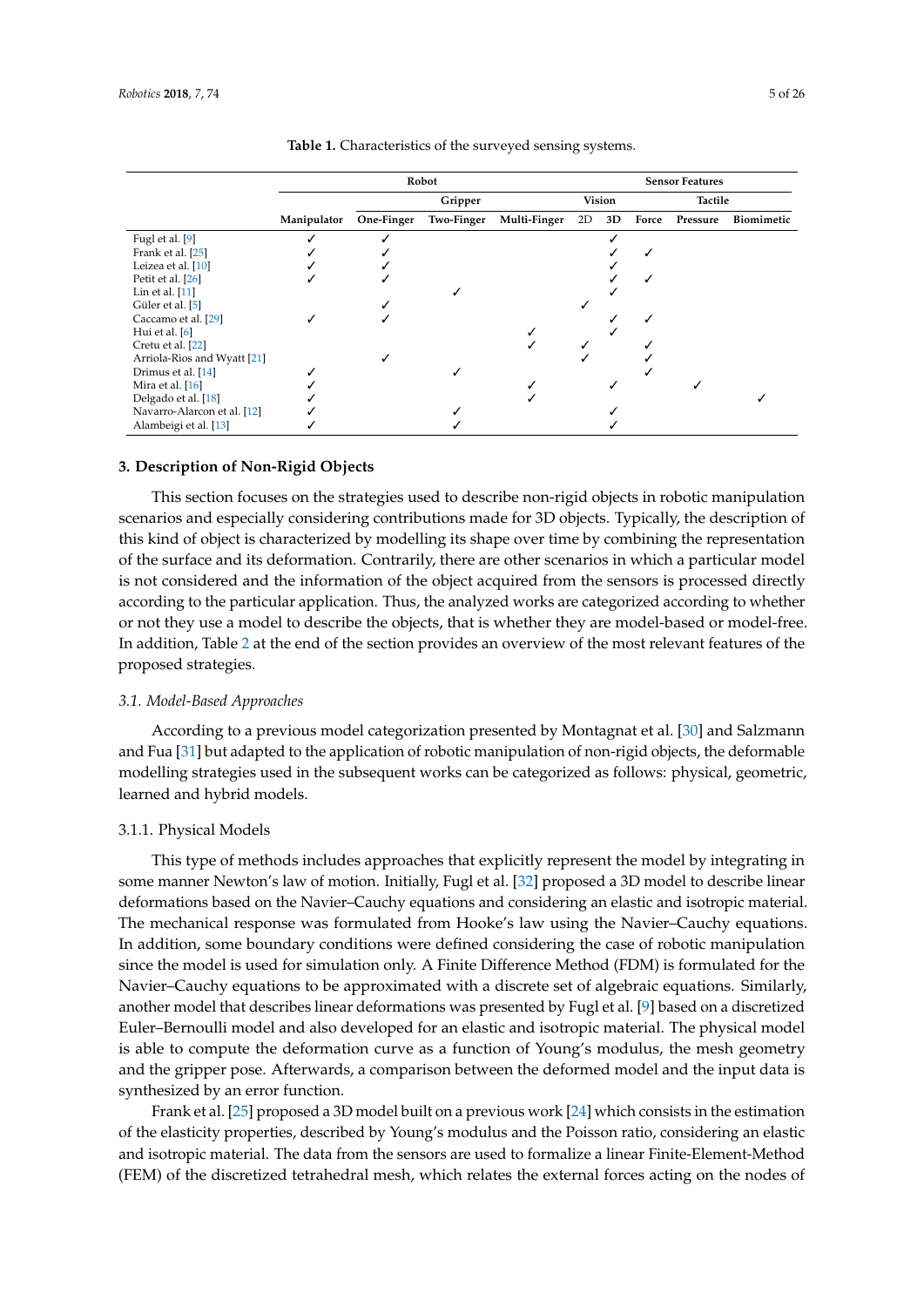**Table 1.** Characteristics of the surveyed sensing systems.

| | Robot | | | | Sensor Features | | | | |
|---|---|---|---|---|---|---|---|---|---|
| | | Gripper | | | Vision | | Tactile | | |
| | Manipulator | One-Finger | Two-Finger | Multi-Finger | 2D | 3D | Force | Pressure | Biomimetic |
| Fugl et al. [9] | ✓ | ✓ | | | | ✓ | | | |
| Frank et al. [25] | ✓ | ✓ | | | | ✓ | ✓ | | |
| Leizea et al. [10] | ✓ | ✓ | | | | ✓ | | | |
| Petit et al. [26] | ✓ | ✓ | | | | ✓ | ✓ | | |
| Lin et al. [11] | | | ✓ | | | ✓ | | | |
| Güler et al. [5] | | ✓ | | | ✓ | | | | |
| Caccamo et al. [29] | ✓ | ✓ | | | | ✓ | ✓ | | |
| Hui et al. [6] | | | | ✓ | | ✓ | | | |
| Cretu et al. [22] | | | | ✓ | ✓ | | ✓ | | |
| Arriola-Rios and Wyatt [21] | | ✓ | | | ✓ | | ✓ | | |
| Drimus et al. [14] | ✓ | | ✓ | | | | ✓ | | |
| Mira et al. [16] | ✓ | | | ✓ | | ✓ | | ✓ | |
| Delgado et al. [18] | ✓ | | | ✓ | | | | | ✓ |
| Navarro-Alarcon et al. [12] | ✓ | | ✓ | | | ✓ | | | |
| Alambeigi et al. [13] | ✓ | | ✓ | | | ✓ | | | |

## 3. Description of Non-Rigid Objects

This section focuses on the strategies used to describe non-rigid objects in robotic manipulation scenarios and especially considering contributions made for 3D objects. Typically, the description of this kind of object is characterized by modelling its shape over time by combining the representation of the surface and its deformation. Contrarily, there are other scenarios in which a particular model is not considered and the information of the object acquired from the sensors is processed directly according to the particular application. Thus, the analyzed works are categorized according to whether or not they use a model to describe the objects, that is whether they are model-based or model-free. In addition, Table 2 at the end of the section provides an overview of the most relevant features of the proposed strategies.

### *3.1. Model-Based Approaches*

According to a previous model categorization presented by Montagnat et al. [30] and Salzmann and Fua [31] but adapted to the application of robotic manipulation of non-rigid objects, the deformable modelling strategies used in the subsequent works can be categorized as follows: physical, geometric, learned and hybrid models.

#### 3.1.1. Physical Models

This type of methods includes approaches that explicitly represent the model by integrating in some manner Newton's law of motion. Initially, Fugl et al. [32] proposed a 3D model to describe linear deformations based on the Navier–Cauchy equations and considering an elastic and isotropic material. The mechanical response was formulated from Hooke's law using the Navier–Cauchy equations. In addition, some boundary conditions were defined considering the case of robotic manipulation since the model is used for simulation only. A Finite Difference Method (FDM) is formulated for the Navier–Cauchy equations to be approximated with a discrete set of algebraic equations. Similarly, another model that describes linear deformations was presented by Fugl et al. [9] based on a discretized Euler–Bernoulli model and also developed for an elastic and isotropic material. The physical model is able to compute the deformation curve as a function of Young's modulus, the mesh geometry and the gripper pose. Afterwards, a comparison between the deformed model and the input data is synthesized by an error function.

Frank et al. [25] proposed a 3D model built on a previous work [24] which consists in the estimation of the elasticity properties, described by Young's modulus and the Poisson ratio, considering an elastic and isotropic material. The data from the sensors are used to formalize a linear Finite-Element-Method (FEM) of the discretized tetrahedral mesh, which relates the external forces acting on the nodes of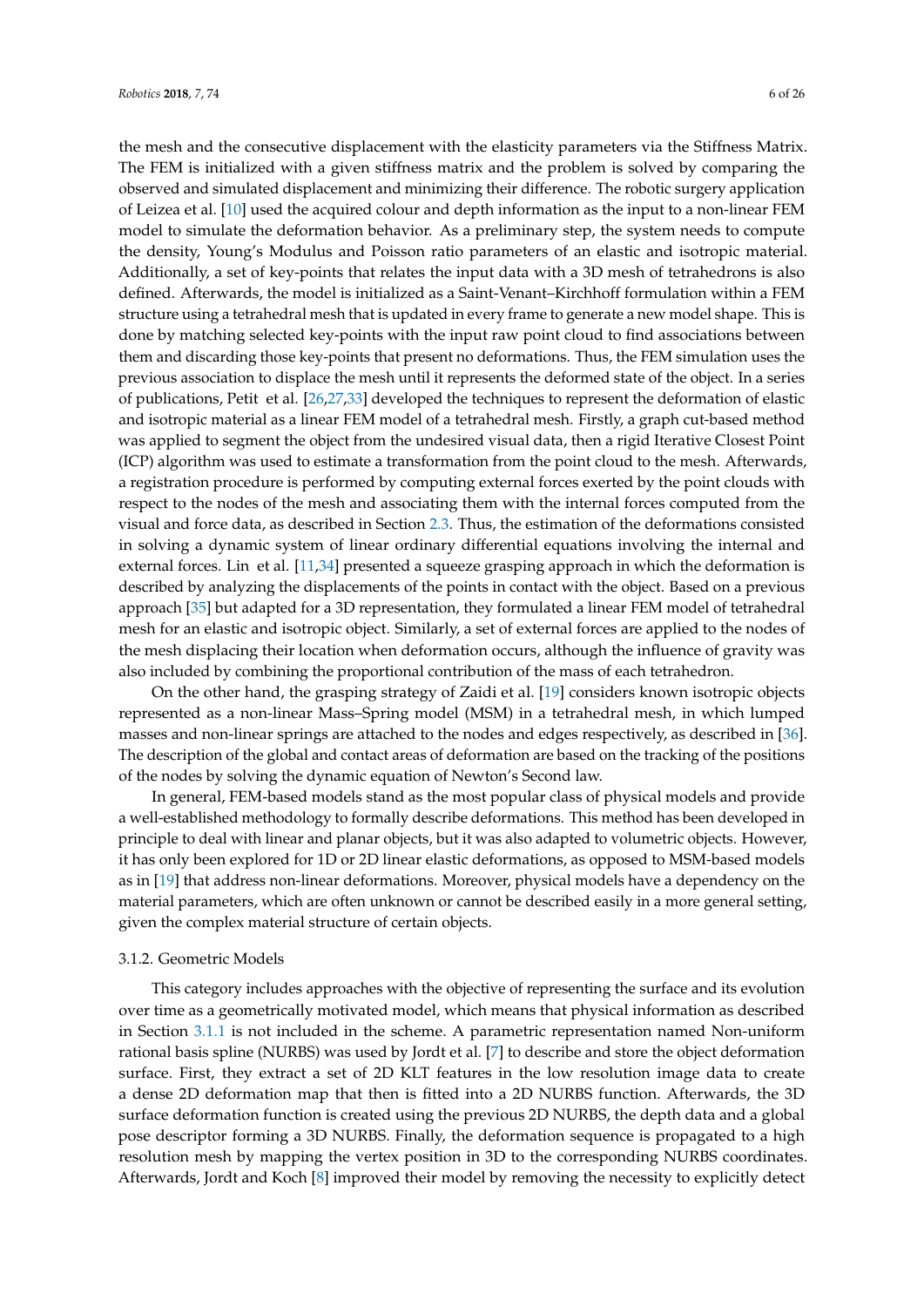the mesh and the consecutive displacement with the elasticity parameters via the Stiffness Matrix. The FEM is initialized with a given stiffness matrix and the problem is solved by comparing the observed and simulated displacement and minimizing their difference. The robotic surgery application of Leizea et al. [10] used the acquired colour and depth information as the input to a non-linear FEM model to simulate the deformation behavior. As a preliminary step, the system needs to compute the density, Young's Modulus and Poisson ratio parameters of an elastic and isotropic material. Additionally, a set of key-points that relates the input data with a 3D mesh of tetrahedrons is also defined. Afterwards, the model is initialized as a Saint-Venant–Kirchhoff formulation within a FEM structure using a tetrahedral mesh that is updated in every frame to generate a new model shape. This is done by matching selected key-points with the input raw point cloud to find associations between them and discarding those key-points that present no deformations. Thus, the FEM simulation uses the previous association to displace the mesh until it represents the deformed state of the object. In a series of publications, Petit et al. [26,27,33] developed the techniques to represent the deformation of elastic and isotropic material as a linear FEM model of a tetrahedral mesh. Firstly, a graph cut-based method was applied to segment the object from the undesired visual data, then a rigid Iterative Closest Point (ICP) algorithm was used to estimate a transformation from the point cloud to the mesh. Afterwards, a registration procedure is performed by computing external forces exerted by the point clouds with respect to the nodes of the mesh and associating them with the internal forces computed from the visual and force data, as described in Section 2.3. Thus, the estimation of the deformations consisted in solving a dynamic system of linear ordinary differential equations involving the internal and external forces. Lin et al. [11,34] presented a squeeze grasping approach in which the deformation is described by analyzing the displacements of the points in contact with the object. Based on a previous approach [35] but adapted for a 3D representation, they formulated a linear FEM model of tetrahedral mesh for an elastic and isotropic object. Similarly, a set of external forces are applied to the nodes of the mesh displacing their location when deformation occurs, although the influence of gravity was also included by combining the proportional contribution of the mass of each tetrahedron.

On the other hand, the grasping strategy of Zaidi et al. [19] considers known isotropic objects represented as a non-linear Mass–Spring model (MSM) in a tetrahedral mesh, in which lumped masses and non-linear springs are attached to the nodes and edges respectively, as described in [36]. The description of the global and contact areas of deformation are based on the tracking of the positions of the nodes by solving the dynamic equation of Newton's Second law.

In general, FEM-based models stand as the most popular class of physical models and provide a well-established methodology to formally describe deformations. This method has been developed in principle to deal with linear and planar objects, but it was also adapted to volumetric objects. However, it has only been explored for 1D or 2D linear elastic deformations, as opposed to MSM-based models as in [19] that address non-linear deformations. Moreover, physical models have a dependency on the material parameters, which are often unknown or cannot be described easily in a more general setting, given the complex material structure of certain objects.

### 3.1.2. Geometric Models

This category includes approaches with the objective of representing the surface and its evolution over time as a geometrically motivated model, which means that physical information as described in Section 3.1.1 is not included in the scheme. A parametric representation named Non-uniform rational basis spline (NURBS) was used by Jordt et al. [7] to describe and store the object deformation surface. First, they extract a set of 2D KLT features in the low resolution image data to create a dense 2D deformation map that then is fitted into a 2D NURBS function. Afterwards, the 3D surface deformation function is created using the previous 2D NURBS, the depth data and a global pose descriptor forming a 3D NURBS. Finally, the deformation sequence is propagated to a high resolution mesh by mapping the vertex position in 3D to the corresponding NURBS coordinates. Afterwards, Jordt and Koch [8] improved their model by removing the necessity to explicitly detect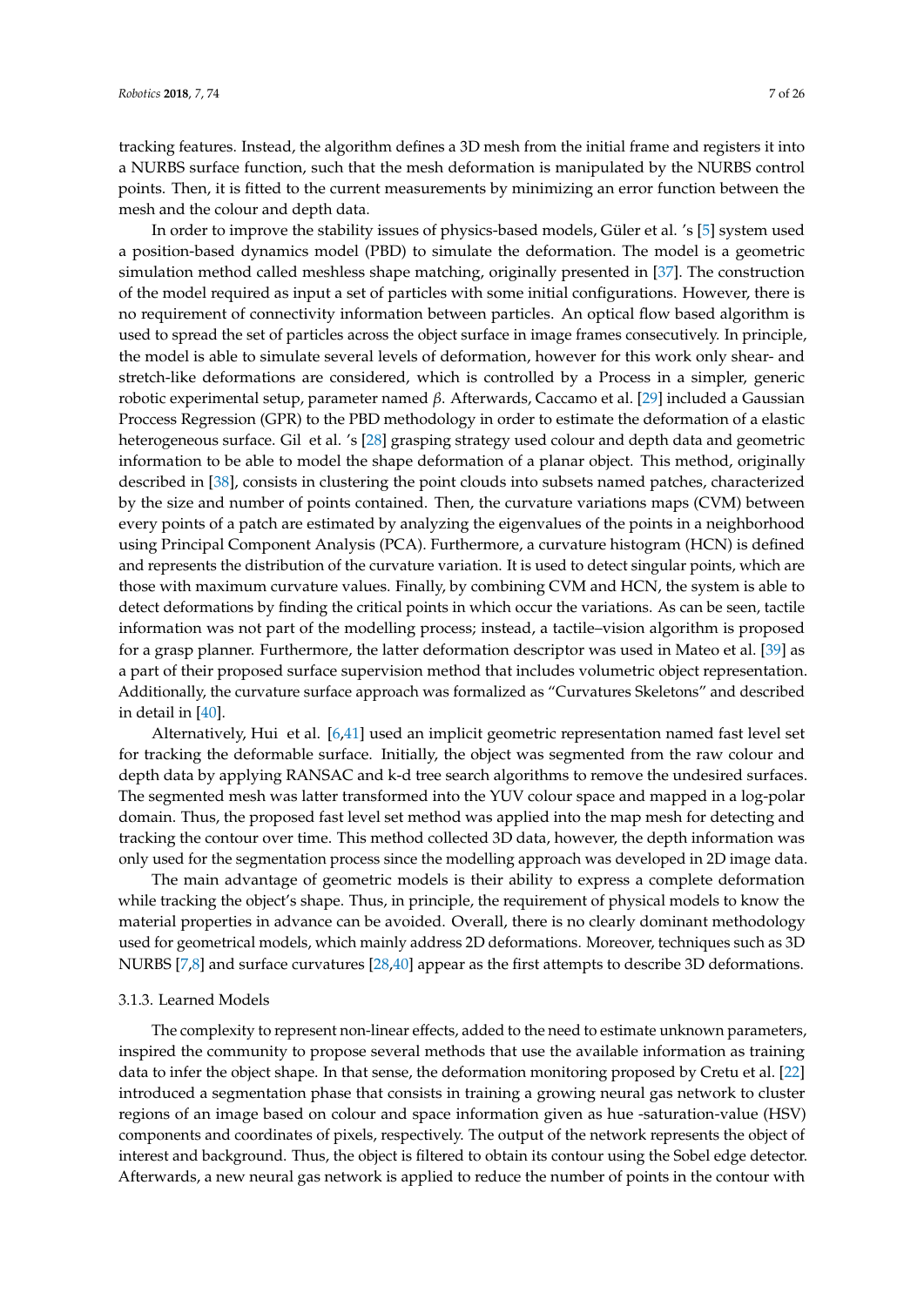tracking features. Instead, the algorithm defines a 3D mesh from the initial frame and registers it into a NURBS surface function, such that the mesh deformation is manipulated by the NURBS control points. Then, it is fitted to the current measurements by minimizing an error function between the mesh and the colour and depth data.

In order to improve the stability issues of physics-based models, Güler et al. 's [5] system used a position-based dynamics model (PBD) to simulate the deformation. The model is a geometric simulation method called meshless shape matching, originally presented in [37]. The construction of the model required as input a set of particles with some initial configurations. However, there is no requirement of connectivity information between particles. An optical flow based algorithm is used to spread the set of particles across the object surface in image frames consecutively. In principle, the model is able to simulate several levels of deformation, however for this work only shear- and stretch-like deformations are considered, which is controlled by a Process in a simpler, generic robotic experimental setup, parameter named $\beta$. Afterwards, Caccamo et al. [29] included a Gaussian Proccess Regression (GPR) to the PBD methodology in order to estimate the deformation of a elastic heterogeneous surface. Gil et al. 's [28] grasping strategy used colour and depth data and geometric information to be able to model the shape deformation of a planar object. This method, originally described in [38], consists in clustering the point clouds into subsets named patches, characterized by the size and number of points contained. Then, the curvature variations maps (CVM) between every points of a patch are estimated by analyzing the eigenvalues of the points in a neighborhood using Principal Component Analysis (PCA). Furthermore, a curvature histogram (HCN) is defined and represents the distribution of the curvature variation. It is used to detect singular points, which are those with maximum curvature values. Finally, by combining CVM and HCN, the system is able to detect deformations by finding the critical points in which occur the variations. As can be seen, tactile information was not part of the modelling process; instead, a tactile–vision algorithm is proposed for a grasp planner. Furthermore, the latter deformation descriptor was used in Mateo et al. [39] as a part of their proposed surface supervision method that includes volumetric object representation. Additionally, the curvature surface approach was formalized as "Curvatures Skeletons" and described in detail in [40].

Alternatively, Hui et al. [6,41] used an implicit geometric representation named fast level set for tracking the deformable surface. Initially, the object was segmented from the raw colour and depth data by applying RANSAC and k-d tree search algorithms to remove the undesired surfaces. The segmented mesh was latter transformed into the YUV colour space and mapped in a log-polar domain. Thus, the proposed fast level set method was applied into the map mesh for detecting and tracking the contour over time. This method collected 3D data, however, the depth information was only used for the segmentation process since the modelling approach was developed in 2D image data.

The main advantage of geometric models is their ability to express a complete deformation while tracking the object's shape. Thus, in principle, the requirement of physical models to know the material properties in advance can be avoided. Overall, there is no clearly dominant methodology used for geometrical models, which mainly address 2D deformations. Moreover, techniques such as 3D NURBS [7,8] and surface curvatures [28,40] appear as the first attempts to describe 3D deformations.

### 3.1.3. Learned Models

The complexity to represent non-linear effects, added to the need to estimate unknown parameters, inspired the community to propose several methods that use the available information as training data to infer the object shape. In that sense, the deformation monitoring proposed by Cretu et al. [22] introduced a segmentation phase that consists in training a growing neural gas network to cluster regions of an image based on colour and space information given as hue -saturation-value (HSV) components and coordinates of pixels, respectively. The output of the network represents the object of interest and background. Thus, the object is filtered to obtain its contour using the Sobel edge detector. Afterwards, a new neural gas network is applied to reduce the number of points in the contour with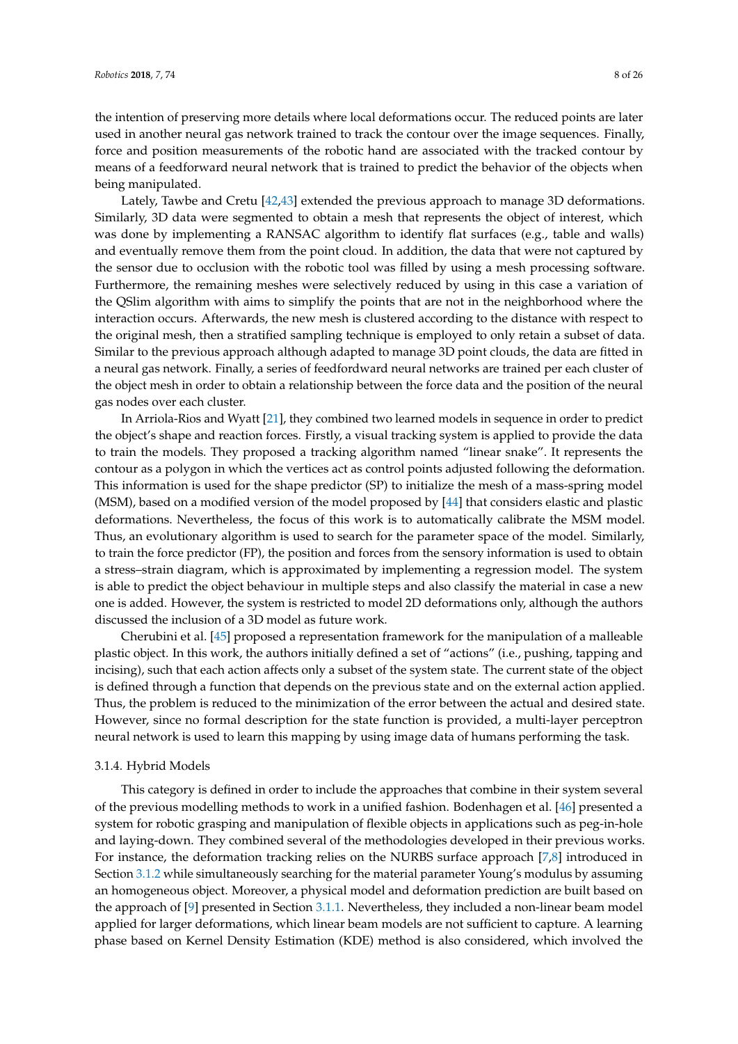the intention of preserving more details where local deformations occur. The reduced points are later used in another neural gas network trained to track the contour over the image sequences. Finally, force and position measurements of the robotic hand are associated with the tracked contour by means of a feedforward neural network that is trained to predict the behavior of the objects when being manipulated.

Lately, Tawbe and Cretu [42,43] extended the previous approach to manage 3D deformations. Similarly, 3D data were segmented to obtain a mesh that represents the object of interest, which was done by implementing a RANSAC algorithm to identify flat surfaces (e.g., table and walls) and eventually remove them from the point cloud. In addition, the data that were not captured by the sensor due to occlusion with the robotic tool was filled by using a mesh processing software. Furthermore, the remaining meshes were selectively reduced by using in this case a variation of the QSlim algorithm with aims to simplify the points that are not in the neighborhood where the interaction occurs. Afterwards, the new mesh is clustered according to the distance with respect to the original mesh, then a stratified sampling technique is employed to only retain a subset of data. Similar to the previous approach although adapted to manage 3D point clouds, the data are fitted in a neural gas network. Finally, a series of feedfordward neural networks are trained per each cluster of the object mesh in order to obtain a relationship between the force data and the position of the neural gas nodes over each cluster.

In Arriola-Rios and Wyatt [21], they combined two learned models in sequence in order to predict the object's shape and reaction forces. Firstly, a visual tracking system is applied to provide the data to train the models. They proposed a tracking algorithm named "linear snake". It represents the contour as a polygon in which the vertices act as control points adjusted following the deformation. This information is used for the shape predictor (SP) to initialize the mesh of a mass-spring model (MSM), based on a modified version of the model proposed by [44] that considers elastic and plastic deformations. Nevertheless, the focus of this work is to automatically calibrate the MSM model. Thus, an evolutionary algorithm is used to search for the parameter space of the model. Similarly, to train the force predictor (FP), the position and forces from the sensory information is used to obtain a stress–strain diagram, which is approximated by implementing a regression model. The system is able to predict the object behaviour in multiple steps and also classify the material in case a new one is added. However, the system is restricted to model 2D deformations only, although the authors discussed the inclusion of a 3D model as future work.

Cherubini et al. [45] proposed a representation framework for the manipulation of a malleable plastic object. In this work, the authors initially defined a set of "actions" (i.e., pushing, tapping and incising), such that each action affects only a subset of the system state. The current state of the object is defined through a function that depends on the previous state and on the external action applied. Thus, the problem is reduced to the minimization of the error between the actual and desired state. However, since no formal description for the state function is provided, a multi-layer perceptron neural network is used to learn this mapping by using image data of humans performing the task.

#### 3.1.4. Hybrid Models

This category is defined in order to include the approaches that combine in their system several of the previous modelling methods to work in a unified fashion. Bodenhagen et al. [46] presented a system for robotic grasping and manipulation of flexible objects in applications such as peg-in-hole and laying-down. They combined several of the methodologies developed in their previous works. For instance, the deformation tracking relies on the NURBS surface approach [7,8] introduced in Section 3.1.2 while simultaneously searching for the material parameter Young's modulus by assuming an homogeneous object. Moreover, a physical model and deformation prediction are built based on the approach of [9] presented in Section 3.1.1. Nevertheless, they included a non-linear beam model applied for larger deformations, which linear beam models are not sufficient to capture. A learning phase based on Kernel Density Estimation (KDE) method is also considered, which involved the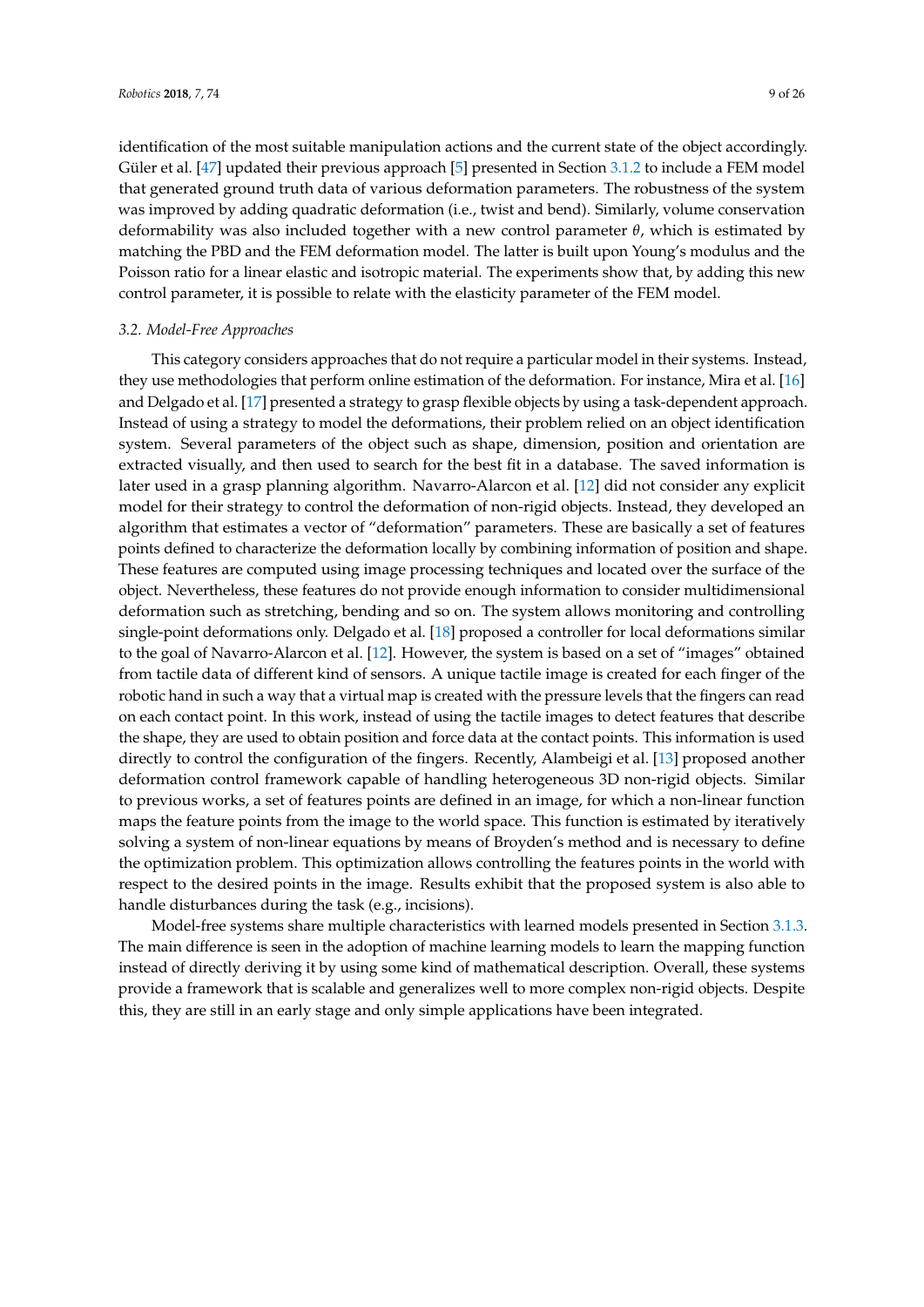identification of the most suitable manipulation actions and the current state of the object accordingly. Güler et al. [47] updated their previous approach [5] presented in Section 3.1.2 to include a FEM model that generated ground truth data of various deformation parameters. The robustness of the system was improved by adding quadratic deformation (i.e., twist and bend). Similarly, volume conservation deformability was also included together with a new control parameter $\theta$, which is estimated by matching the PBD and the FEM deformation model. The latter is built upon Young's modulus and the Poisson ratio for a linear elastic and isotropic material. The experiments show that, by adding this new control parameter, it is possible to relate with the elasticity parameter of the FEM model.

### *3.2. Model-Free Approaches*

This category considers approaches that do not require a particular model in their systems. Instead, they use methodologies that perform online estimation of the deformation. For instance, Mira et al. [16] and Delgado et al. [17] presented a strategy to grasp flexible objects by using a task-dependent approach. Instead of using a strategy to model the deformations, their problem relied on an object identification system. Several parameters of the object such as shape, dimension, position and orientation are extracted visually, and then used to search for the best fit in a database. The saved information is later used in a grasp planning algorithm. Navarro-Alarcon et al. [12] did not consider any explicit model for their strategy to control the deformation of non-rigid objects. Instead, they developed an algorithm that estimates a vector of "deformation" parameters. These are basically a set of features points defined to characterize the deformation locally by combining information of position and shape. These features are computed using image processing techniques and located over the surface of the object. Nevertheless, these features do not provide enough information to consider multidimensional deformation such as stretching, bending and so on. The system allows monitoring and controlling single-point deformations only. Delgado et al. [18] proposed a controller for local deformations similar to the goal of Navarro-Alarcon et al. [12]. However, the system is based on a set of "images" obtained from tactile data of different kind of sensors. A unique tactile image is created for each finger of the robotic hand in such a way that a virtual map is created with the pressure levels that the fingers can read on each contact point. In this work, instead of using the tactile images to detect features that describe the shape, they are used to obtain position and force data at the contact points. This information is used directly to control the configuration of the fingers. Recently, Alambeigi et al. [13] proposed another deformation control framework capable of handling heterogeneous 3D non-rigid objects. Similar to previous works, a set of features points are defined in an image, for which a non-linear function maps the feature points from the image to the world space. This function is estimated by iteratively solving a system of non-linear equations by means of Broyden's method and is necessary to define the optimization problem. This optimization allows controlling the features points in the world with respect to the desired points in the image. Results exhibit that the proposed system is also able to handle disturbances during the task (e.g., incisions).

Model-free systems share multiple characteristics with learned models presented in Section 3.1.3. The main difference is seen in the adoption of machine learning models to learn the mapping function instead of directly deriving it by using some kind of mathematical description. Overall, these systems provide a framework that is scalable and generalizes well to more complex non-rigid objects. Despite this, they are still in an early stage and only simple applications have been integrated.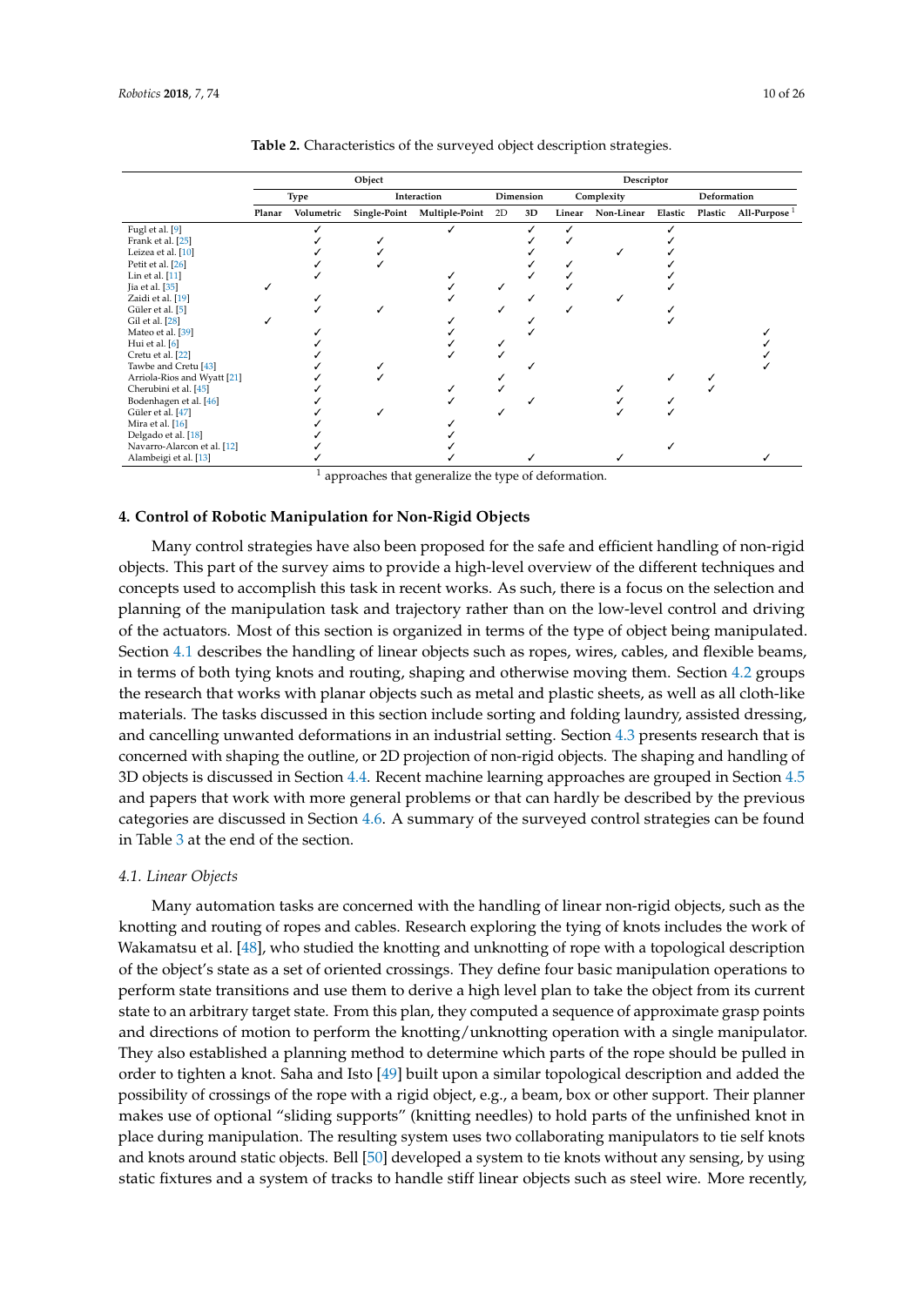**Table 2.** Characteristics of the surveyed object description strategies.

| | Object | | | | Descriptor | | | | | | |
|---|---|---|---|---|---|---|---|---|---|---|---|
| | Type | | Interaction | | Dimension | | Complexity | | Deformation | | |
| | Planar | Volumetric | Single-Point | Multiple-Point | 2D | 3D | Linear | Non-Linear | Elastic | Plastic | All-Purpose [1] |
| Fugl et al. [9] | | ✓ | | ✓ | | ✓ | ✓ | | ✓ | | |
| Frank et al. [25] | | ✓ | ✓ | | | ✓ | ✓ | | ✓ | | |
| Leizea et al. [10] | | ✓ | ✓ | | | ✓ | | ✓ | ✓ | | |
| Petit et al. [26] | | ✓ | ✓ | | | ✓ | ✓ | | ✓ | | |
| Lin et al. [11] | | ✓ | | ✓ | | ✓ | ✓ | | ✓ | | |
| Jia et al. [35] | ✓ | | | ✓ | ✓ | | ✓ | | ✓ | | |
| Zaidi et al. [19] | | ✓ | | ✓ | | ✓ | | ✓ | | | |
| Güler et al. [5] | | ✓ | ✓ | | ✓ | | ✓ | | ✓ | | |
| Gil et al. [28] | ✓ | | | ✓ | | ✓ | | | ✓ | | |
| Mateo et al. [39] | | ✓ | | ✓ | | ✓ | | | | | ✓ |
| Hui et al. [6] | | ✓ | | ✓ | ✓ | | | | | | ✓ |
| Cretu et al. [22] | | ✓ | | ✓ | ✓ | | | | | | ✓ |
| Tawbe and Cretu [43] | | ✓ | ✓ | | | ✓ | | | | | ✓ |
| Arriola-Rios and Wyatt [21] | | ✓ | ✓ | | ✓ | | | | ✓ | ✓ | |
| Cherubini et al. [45] | | ✓ | | ✓ | ✓ | | | ✓ | | ✓ | |
| Bodenhagen et al. [46] | | ✓ | | ✓ | | ✓ | | ✓ | ✓ | | |
| Güler et al. [47] | | ✓ | ✓ | | ✓ | | | ✓ | ✓ | | |
| Mira et al. [16] | | ✓ | | ✓ | | | | | | | |
| Delgado et al. [18] | | ✓ | | ✓ | | | | | | | |
| Navarro-Alarcon et al. [12] | | ✓ | | ✓ | | | | | ✓ | | |
| Alambeigi et al. [13] | | ✓ | | ✓ | | ✓ | | ✓ | | | ✓ |

[1] approaches that generalize the type of deformation.

## 4. Control of Robotic Manipulation for Non-Rigid Objects

Many control strategies have also been proposed for the safe and efficient handling of non-rigid objects. This part of the survey aims to provide a high-level overview of the different techniques and concepts used to accomplish this task in recent works. As such, there is a focus on the selection and planning of the manipulation task and trajectory rather than on the low-level control and driving of the actuators. Most of this section is organized in terms of the type of object being manipulated. Section 4.1 describes the handling of linear objects such as ropes, wires, cables, and flexible beams, in terms of both tying knots and routing, shaping and otherwise moving them. Section 4.2 groups the research that works with planar objects such as metal and plastic sheets, as well as all cloth-like materials. The tasks discussed in this section include sorting and folding laundry, assisted dressing, and cancelling unwanted deformations in an industrial setting. Section 4.3 presents research that is concerned with shaping the outline, or 2D projection of non-rigid objects. The shaping and handling of 3D objects is discussed in Section 4.4. Recent machine learning approaches are grouped in Section 4.5 and papers that work with more general problems or that can hardly be described by the previous categories are discussed in Section 4.6. A summary of the surveyed control strategies can be found in Table 3 at the end of the section.

### *4.1. Linear Objects*

Many automation tasks are concerned with the handling of linear non-rigid objects, such as the knotting and routing of ropes and cables. Research exploring the tying of knots includes the work of Wakamatsu et al. [48], who studied the knotting and unknotting of rope with a topological description of the object's state as a set of oriented crossings. They define four basic manipulation operations to perform state transitions and use them to derive a high level plan to take the object from its current state to an arbitrary target state. From this plan, they computed a sequence of approximate grasp points and directions of motion to perform the knotting/unknotting operation with a single manipulator. They also established a planning method to determine which parts of the rope should be pulled in order to tighten a knot. Saha and Isto [49] built upon a similar topological description and added the possibility of crossings of the rope with a rigid object, e.g., a beam, box or other support. Their planner makes use of optional "sliding supports" (knitting needles) to hold parts of the unfinished knot in place during manipulation. The resulting system uses two collaborating manipulators to tie self knots and knots around static objects. Bell [50] developed a system to tie knots without any sensing, by using static fixtures and a system of tracks to handle stiff linear objects such as steel wire. More recently,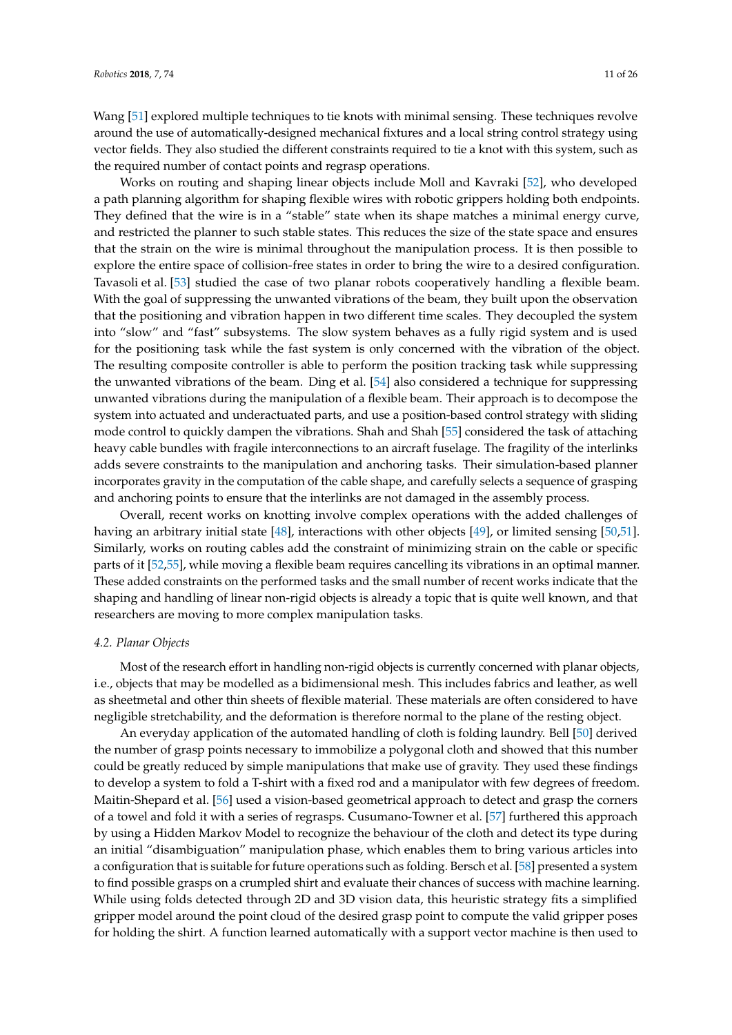Wang [51] explored multiple techniques to tie knots with minimal sensing. These techniques revolve around the use of automatically-designed mechanical fixtures and a local string control strategy using vector fields. They also studied the different constraints required to tie a knot with this system, such as the required number of contact points and regrasp operations.

Works on routing and shaping linear objects include Moll and Kavraki [52], who developed a path planning algorithm for shaping flexible wires with robotic grippers holding both endpoints. They defined that the wire is in a "stable" state when its shape matches a minimal energy curve, and restricted the planner to such stable states. This reduces the size of the state space and ensures that the strain on the wire is minimal throughout the manipulation process. It is then possible to explore the entire space of collision-free states in order to bring the wire to a desired configuration. Tavasoli et al. [53] studied the case of two planar robots cooperatively handling a flexible beam. With the goal of suppressing the unwanted vibrations of the beam, they built upon the observation that the positioning and vibration happen in two different time scales. They decoupled the system into "slow" and "fast" subsystems. The slow system behaves as a fully rigid system and is used for the positioning task while the fast system is only concerned with the vibration of the object. The resulting composite controller is able to perform the position tracking task while suppressing the unwanted vibrations of the beam. Ding et al. [54] also considered a technique for suppressing unwanted vibrations during the manipulation of a flexible beam. Their approach is to decompose the system into actuated and underactuated parts, and use a position-based control strategy with sliding mode control to quickly dampen the vibrations. Shah and Shah [55] considered the task of attaching heavy cable bundles with fragile interconnections to an aircraft fuselage. The fragility of the interlinks adds severe constraints to the manipulation and anchoring tasks. Their simulation-based planner incorporates gravity in the computation of the cable shape, and carefully selects a sequence of grasping and anchoring points to ensure that the interlinks are not damaged in the assembly process.

Overall, recent works on knotting involve complex operations with the added challenges of having an arbitrary initial state [48], interactions with other objects [49], or limited sensing [50,51]. Similarly, works on routing cables add the constraint of minimizing strain on the cable or specific parts of it [52,55], while moving a flexible beam requires cancelling its vibrations in an optimal manner. These added constraints on the performed tasks and the small number of recent works indicate that the shaping and handling of linear non-rigid objects is already a topic that is quite well known, and that researchers are moving to more complex manipulation tasks.

### *4.2. Planar Objects*

Most of the research effort in handling non-rigid objects is currently concerned with planar objects, i.e., objects that may be modelled as a bidimensional mesh. This includes fabrics and leather, as well as sheetmetal and other thin sheets of flexible material. These materials are often considered to have negligible stretchability, and the deformation is therefore normal to the plane of the resting object.

An everyday application of the automated handling of cloth is folding laundry. Bell [50] derived the number of grasp points necessary to immobilize a polygonal cloth and showed that this number could be greatly reduced by simple manipulations that make use of gravity. They used these findings to develop a system to fold a T-shirt with a fixed rod and a manipulator with few degrees of freedom. Maitin-Shepard et al. [56] used a vision-based geometrical approach to detect and grasp the corners of a towel and fold it with a series of regrasps. Cusumano-Towner et al. [57] furthered this approach by using a Hidden Markov Model to recognize the behaviour of the cloth and detect its type during an initial "disambiguation" manipulation phase, which enables them to bring various articles into a configuration that is suitable for future operations such as folding. Bersch et al. [58] presented a system to find possible grasps on a crumpled shirt and evaluate their chances of success with machine learning. While using folds detected through 2D and 3D vision data, this heuristic strategy fits a simplified gripper model around the point cloud of the desired grasp point to compute the valid gripper poses for holding the shirt. A function learned automatically with a support vector machine is then used to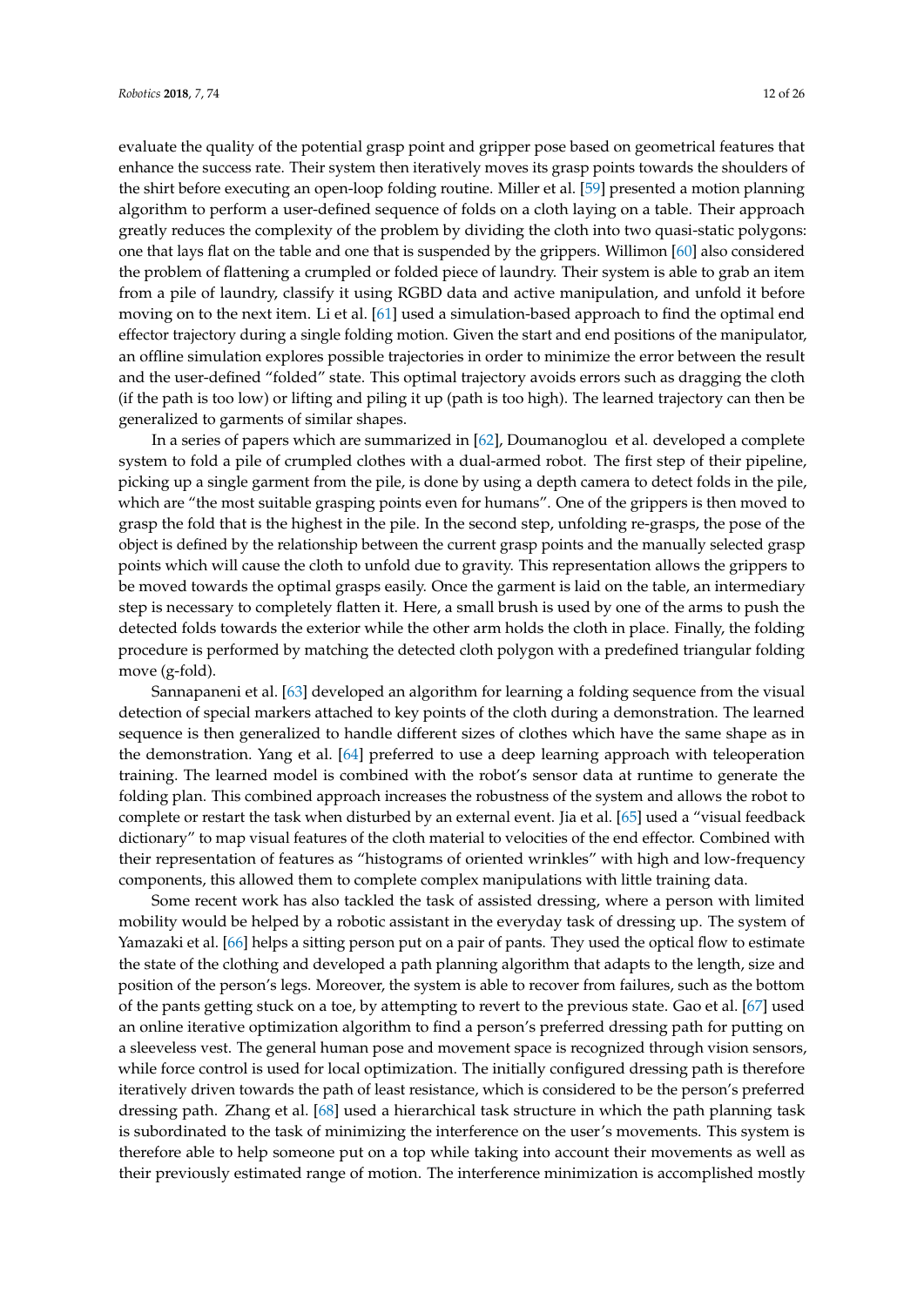evaluate the quality of the potential grasp point and gripper pose based on geometrical features that enhance the success rate. Their system then iteratively moves its grasp points towards the shoulders of the shirt before executing an open-loop folding routine. Miller et al. [59] presented a motion planning algorithm to perform a user-defined sequence of folds on a cloth laying on a table. Their approach greatly reduces the complexity of the problem by dividing the cloth into two quasi-static polygons: one that lays flat on the table and one that is suspended by the grippers. Willimon [60] also considered the problem of flattening a crumpled or folded piece of laundry. Their system is able to grab an item from a pile of laundry, classify it using RGBD data and active manipulation, and unfold it before moving on to the next item. Li et al. [61] used a simulation-based approach to find the optimal end effector trajectory during a single folding motion. Given the start and end positions of the manipulator, an offline simulation explores possible trajectories in order to minimize the error between the result and the user-defined "folded" state. This optimal trajectory avoids errors such as dragging the cloth (if the path is too low) or lifting and piling it up (path is too high). The learned trajectory can then be generalized to garments of similar shapes.

In a series of papers which are summarized in [62], Doumanoglou et al. developed a complete system to fold a pile of crumpled clothes with a dual-armed robot. The first step of their pipeline, picking up a single garment from the pile, is done by using a depth camera to detect folds in the pile, which are "the most suitable grasping points even for humans". One of the grippers is then moved to grasp the fold that is the highest in the pile. In the second step, unfolding re-grasps, the pose of the object is defined by the relationship between the current grasp points and the manually selected grasp points which will cause the cloth to unfold due to gravity. This representation allows the grippers to be moved towards the optimal grasps easily. Once the garment is laid on the table, an intermediary step is necessary to completely flatten it. Here, a small brush is used by one of the arms to push the detected folds towards the exterior while the other arm holds the cloth in place. Finally, the folding procedure is performed by matching the detected cloth polygon with a predefined triangular folding move (g-fold).

Sannapaneni et al. [63] developed an algorithm for learning a folding sequence from the visual detection of special markers attached to key points of the cloth during a demonstration. The learned sequence is then generalized to handle different sizes of clothes which have the same shape as in the demonstration. Yang et al. [64] preferred to use a deep learning approach with teleoperation training. The learned model is combined with the robot's sensor data at runtime to generate the folding plan. This combined approach increases the robustness of the system and allows the robot to complete or restart the task when disturbed by an external event. Jia et al. [65] used a "visual feedback dictionary" to map visual features of the cloth material to velocities of the end effector. Combined with their representation of features as "histograms of oriented wrinkles" with high and low-frequency components, this allowed them to complete complex manipulations with little training data.

Some recent work has also tackled the task of assisted dressing, where a person with limited mobility would be helped by a robotic assistant in the everyday task of dressing up. The system of Yamazaki et al. [66] helps a sitting person put on a pair of pants. They used the optical flow to estimate the state of the clothing and developed a path planning algorithm that adapts to the length, size and position of the person's legs. Moreover, the system is able to recover from failures, such as the bottom of the pants getting stuck on a toe, by attempting to revert to the previous state. Gao et al. [67] used an online iterative optimization algorithm to find a person's preferred dressing path for putting on a sleeveless vest. The general human pose and movement space is recognized through vision sensors, while force control is used for local optimization. The initially configured dressing path is therefore iteratively driven towards the path of least resistance, which is considered to be the person's preferred dressing path. Zhang et al. [68] used a hierarchical task structure in which the path planning task is subordinated to the task of minimizing the interference on the user's movements. This system is therefore able to help someone put on a top while taking into account their movements as well as their previously estimated range of motion. The interference minimization is accomplished mostly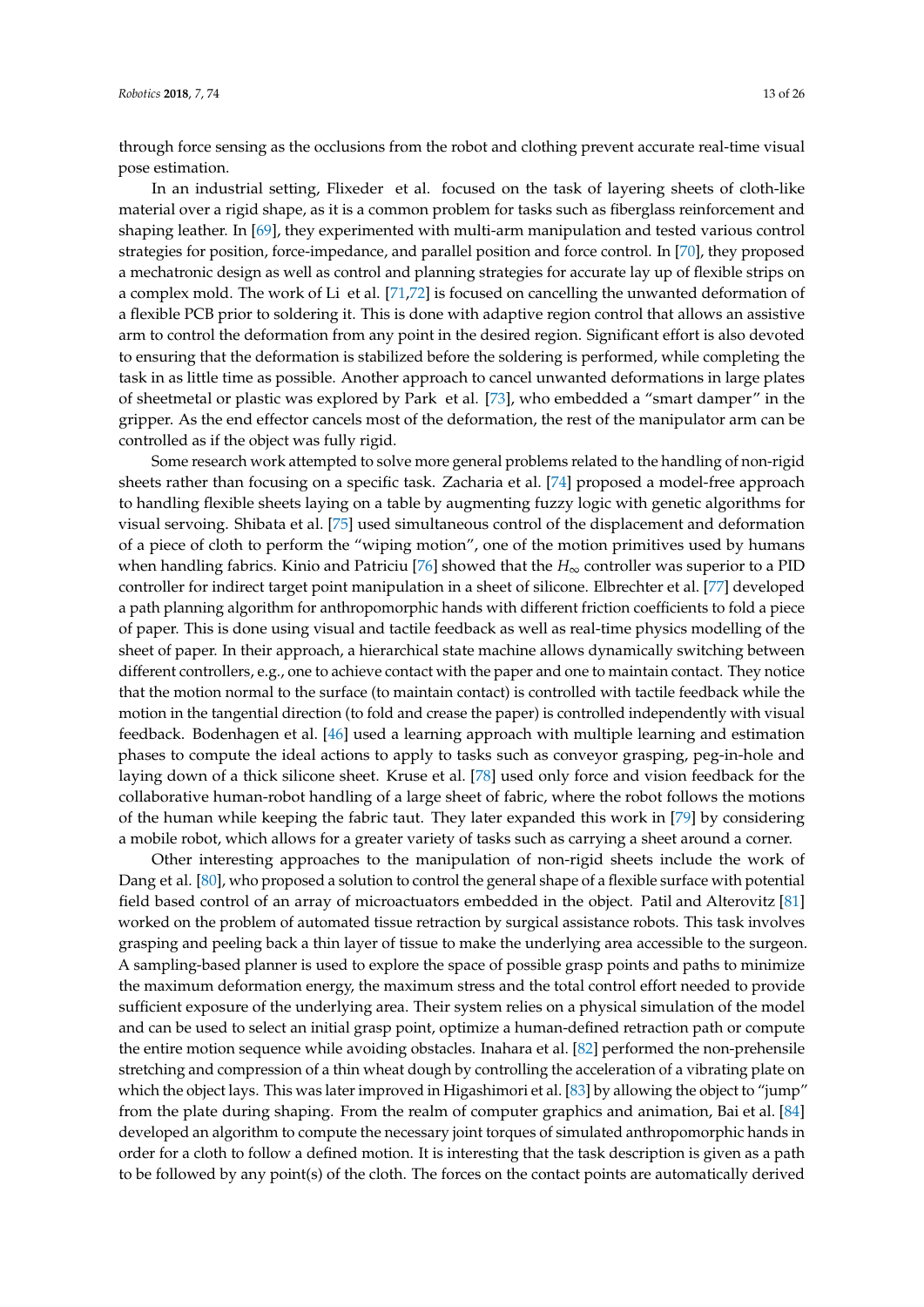through force sensing as the occlusions from the robot and clothing prevent accurate real-time visual pose estimation.

In an industrial setting, Flixeder et al. focused on the task of layering sheets of cloth-like material over a rigid shape, as it is a common problem for tasks such as fiberglass reinforcement and shaping leather. In [69], they experimented with multi-arm manipulation and tested various control strategies for position, force-impedance, and parallel position and force control. In [70], they proposed a mechatronic design as well as control and planning strategies for accurate lay up of flexible strips on a complex mold. The work of Li et al. [71,72] is focused on cancelling the unwanted deformation of a flexible PCB prior to soldering it. This is done with adaptive region control that allows an assistive arm to control the deformation from any point in the desired region. Significant effort is also devoted to ensuring that the deformation is stabilized before the soldering is performed, while completing the task in as little time as possible. Another approach to cancel unwanted deformations in large plates of sheetmetal or plastic was explored by Park et al. [73], who embedded a "smart damper" in the gripper. As the end effector cancels most of the deformation, the rest of the manipulator arm can be controlled as if the object was fully rigid.

Some research work attempted to solve more general problems related to the handling of non-rigid sheets rather than focusing on a specific task. Zacharia et al. [74] proposed a model-free approach to handling flexible sheets laying on a table by augmenting fuzzy logic with genetic algorithms for visual servoing. Shibata et al. [75] used simultaneous control of the displacement and deformation of a piece of cloth to perform the "wiping motion", one of the motion primitives used by humans when handling fabrics. Kinio and Patriciu [76] showed that the $H_\infty$ controller was superior to a PID controller for indirect target point manipulation in a sheet of silicone. Elbrechter et al. [77] developed a path planning algorithm for anthropomorphic hands with different friction coefficients to fold a piece of paper. This is done using visual and tactile feedback as well as real-time physics modelling of the sheet of paper. In their approach, a hierarchical state machine allows dynamically switching between different controllers, e.g., one to achieve contact with the paper and one to maintain contact. They notice that the motion normal to the surface (to maintain contact) is controlled with tactile feedback while the motion in the tangential direction (to fold and crease the paper) is controlled independently with visual feedback. Bodenhagen et al. [46] used a learning approach with multiple learning and estimation phases to compute the ideal actions to apply to tasks such as conveyor grasping, peg-in-hole and laying down of a thick silicone sheet. Kruse et al. [78] used only force and vision feedback for the collaborative human-robot handling of a large sheet of fabric, where the robot follows the motions of the human while keeping the fabric taut. They later expanded this work in [79] by considering a mobile robot, which allows for a greater variety of tasks such as carrying a sheet around a corner.

Other interesting approaches to the manipulation of non-rigid sheets include the work of Dang et al. [80], who proposed a solution to control the general shape of a flexible surface with potential field based control of an array of microactuators embedded in the object. Patil and Alterovitz [81] worked on the problem of automated tissue retraction by surgical assistance robots. This task involves grasping and peeling back a thin layer of tissue to make the underlying area accessible to the surgeon. A sampling-based planner is used to explore the space of possible grasp points and paths to minimize the maximum deformation energy, the maximum stress and the total control effort needed to provide sufficient exposure of the underlying area. Their system relies on a physical simulation of the model and can be used to select an initial grasp point, optimize a human-defined retraction path or compute the entire motion sequence while avoiding obstacles. Inahara et al. [82] performed the non-prehensile stretching and compression of a thin wheat dough by controlling the acceleration of a vibrating plate on which the object lays. This was later improved in Higashimori et al. [83] by allowing the object to "jump" from the plate during shaping. From the realm of computer graphics and animation, Bai et al. [84] developed an algorithm to compute the necessary joint torques of simulated anthropomorphic hands in order for a cloth to follow a defined motion. It is interesting that the task description is given as a path to be followed by any point(s) of the cloth. The forces on the contact points are automatically derived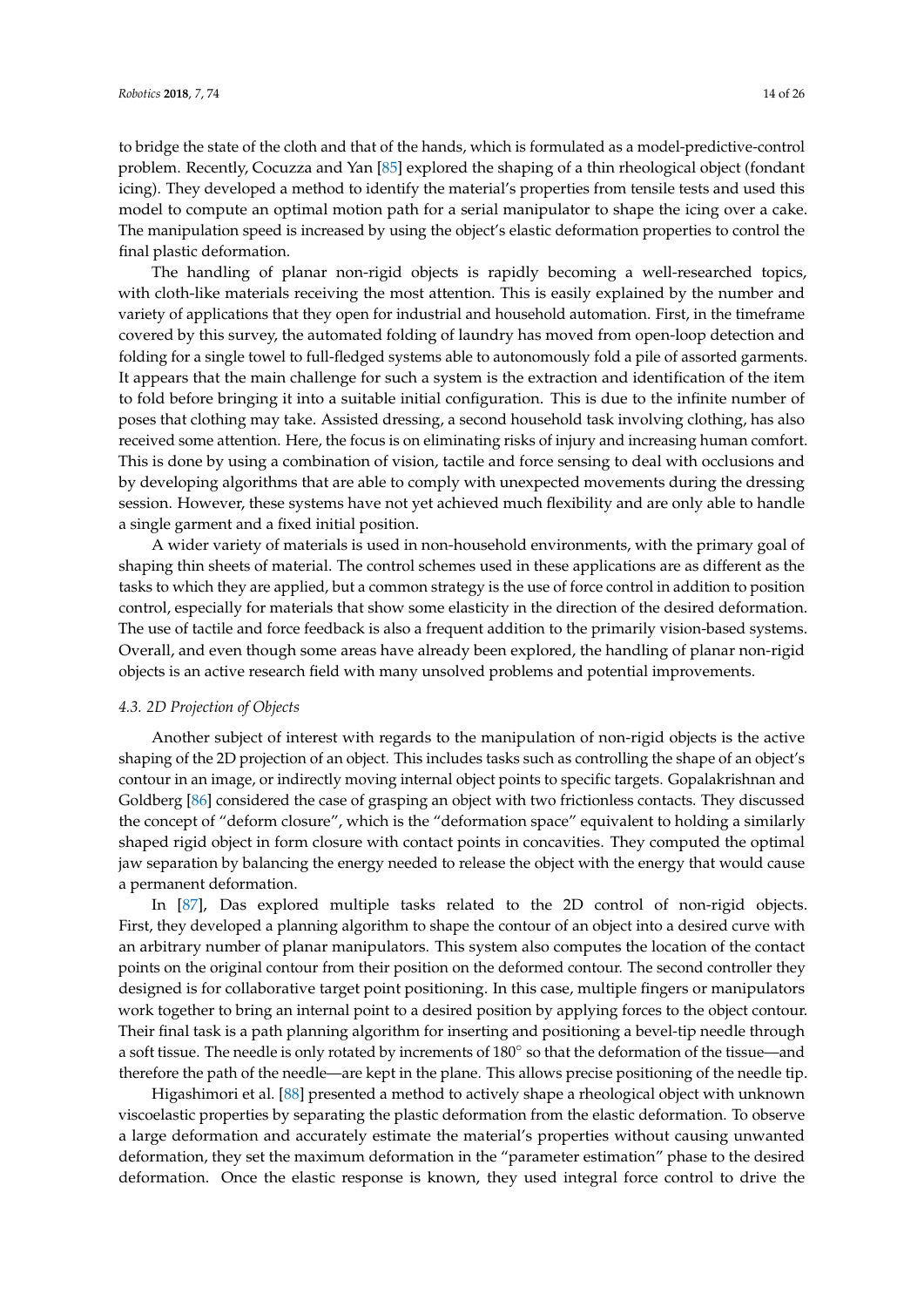to bridge the state of the cloth and that of the hands, which is formulated as a model-predictive-control problem. Recently, Cocuzza and Yan [85] explored the shaping of a thin rheological object (fondant icing). They developed a method to identify the material's properties from tensile tests and used this model to compute an optimal motion path for a serial manipulator to shape the icing over a cake. The manipulation speed is increased by using the object's elastic deformation properties to control the final plastic deformation.

The handling of planar non-rigid objects is rapidly becoming a well-researched topics, with cloth-like materials receiving the most attention. This is easily explained by the number and variety of applications that they open for industrial and household automation. First, in the timeframe covered by this survey, the automated folding of laundry has moved from open-loop detection and folding for a single towel to full-fledged systems able to autonomously fold a pile of assorted garments. It appears that the main challenge for such a system is the extraction and identification of the item to fold before bringing it into a suitable initial configuration. This is due to the infinite number of poses that clothing may take. Assisted dressing, a second household task involving clothing, has also received some attention. Here, the focus is on eliminating risks of injury and increasing human comfort. This is done by using a combination of vision, tactile and force sensing to deal with occlusions and by developing algorithms that are able to comply with unexpected movements during the dressing session. However, these systems have not yet achieved much flexibility and are only able to handle a single garment and a fixed initial position.

A wider variety of materials is used in non-household environments, with the primary goal of shaping thin sheets of material. The control schemes used in these applications are as different as the tasks to which they are applied, but a common strategy is the use of force control in addition to position control, especially for materials that show some elasticity in the direction of the desired deformation. The use of tactile and force feedback is also a frequent addition to the primarily vision-based systems. Overall, and even though some areas have already been explored, the handling of planar non-rigid objects is an active research field with many unsolved problems and potential improvements.

### *4.3. 2D Projection of Objects*

Another subject of interest with regards to the manipulation of non-rigid objects is the active shaping of the 2D projection of an object. This includes tasks such as controlling the shape of an object's contour in an image, or indirectly moving internal object points to specific targets. Gopalakrishnan and Goldberg [86] considered the case of grasping an object with two frictionless contacts. They discussed the concept of "deform closure", which is the "deformation space" equivalent to holding a similarly shaped rigid object in form closure with contact points in concavities. They computed the optimal jaw separation by balancing the energy needed to release the object with the energy that would cause a permanent deformation.

In [87], Das explored multiple tasks related to the 2D control of non-rigid objects. First, they developed a planning algorithm to shape the contour of an object into a desired curve with an arbitrary number of planar manipulators. This system also computes the location of the contact points on the original contour from their position on the deformed contour. The second controller they designed is for collaborative target point positioning. In this case, multiple fingers or manipulators work together to bring an internal point to a desired position by applying forces to the object contour. Their final task is a path planning algorithm for inserting and positioning a bevel-tip needle through a soft tissue. The needle is only rotated by increments of 180° so that the deformation of the tissue—and therefore the path of the needle—are kept in the plane. This allows precise positioning of the needle tip.

Higashimori et al. [88] presented a method to actively shape a rheological object with unknown viscoelastic properties by separating the plastic deformation from the elastic deformation. To observe a large deformation and accurately estimate the material's properties without causing unwanted deformation, they set the maximum deformation in the "parameter estimation" phase to the desired deformation. Once the elastic response is known, they used integral force control to drive the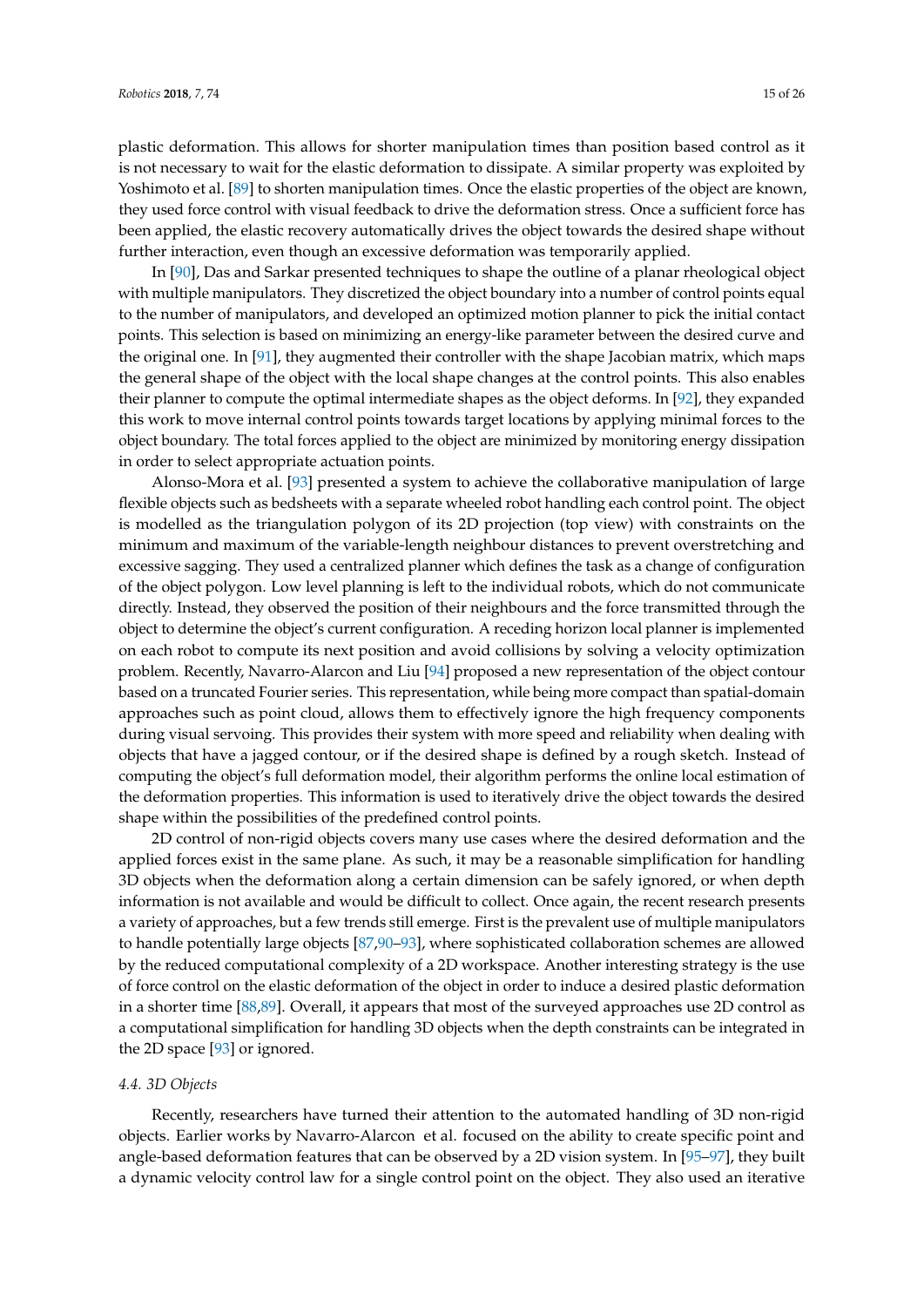plastic deformation. This allows for shorter manipulation times than position based control as it is not necessary to wait for the elastic deformation to dissipate. A similar property was exploited by Yoshimoto et al. [89] to shorten manipulation times. Once the elastic properties of the object are known, they used force control with visual feedback to drive the deformation stress. Once a sufficient force has been applied, the elastic recovery automatically drives the object towards the desired shape without further interaction, even though an excessive deformation was temporarily applied.

In [90], Das and Sarkar presented techniques to shape the outline of a planar rheological object with multiple manipulators. They discretized the object boundary into a number of control points equal to the number of manipulators, and developed an optimized motion planner to pick the initial contact points. This selection is based on minimizing an energy-like parameter between the desired curve and the original one. In [91], they augmented their controller with the shape Jacobian matrix, which maps the general shape of the object with the local shape changes at the control points. This also enables their planner to compute the optimal intermediate shapes as the object deforms. In [92], they expanded this work to move internal control points towards target locations by applying minimal forces to the object boundary. The total forces applied to the object are minimized by monitoring energy dissipation in order to select appropriate actuation points.

Alonso-Mora et al. [93] presented a system to achieve the collaborative manipulation of large flexible objects such as bedsheets with a separate wheeled robot handling each control point. The object is modelled as the triangulation polygon of its 2D projection (top view) with constraints on the minimum and maximum of the variable-length neighbour distances to prevent overstretching and excessive sagging. They used a centralized planner which defines the task as a change of configuration of the object polygon. Low level planning is left to the individual robots, which do not communicate directly. Instead, they observed the position of their neighbours and the force transmitted through the object to determine the object's current configuration. A receding horizon local planner is implemented on each robot to compute its next position and avoid collisions by solving a velocity optimization problem. Recently, Navarro-Alarcon and Liu [94] proposed a new representation of the object contour based on a truncated Fourier series. This representation, while being more compact than spatial-domain approaches such as point cloud, allows them to effectively ignore the high frequency components during visual servoing. This provides their system with more speed and reliability when dealing with objects that have a jagged contour, or if the desired shape is defined by a rough sketch. Instead of computing the object's full deformation model, their algorithm performs the online local estimation of the deformation properties. This information is used to iteratively drive the object towards the desired shape within the possibilities of the predefined control points.

2D control of non-rigid objects covers many use cases where the desired deformation and the applied forces exist in the same plane. As such, it may be a reasonable simplification for handling 3D objects when the deformation along a certain dimension can be safely ignored, or when depth information is not available and would be difficult to collect. Once again, the recent research presents a variety of approaches, but a few trends still emerge. First is the prevalent use of multiple manipulators to handle potentially large objects [87,90–93], where sophisticated collaboration schemes are allowed by the reduced computational complexity of a 2D workspace. Another interesting strategy is the use of force control on the elastic deformation of the object in order to induce a desired plastic deformation in a shorter time [88,89]. Overall, it appears that most of the surveyed approaches use 2D control as a computational simplification for handling 3D objects when the depth constraints can be integrated in the 2D space [93] or ignored.

### *4.4. 3D Objects*

Recently, researchers have turned their attention to the automated handling of 3D non-rigid objects. Earlier works by Navarro-Alarcon et al. focused on the ability to create specific point and angle-based deformation features that can be observed by a 2D vision system. In [95–97], they built a dynamic velocity control law for a single control point on the object. They also used an iterative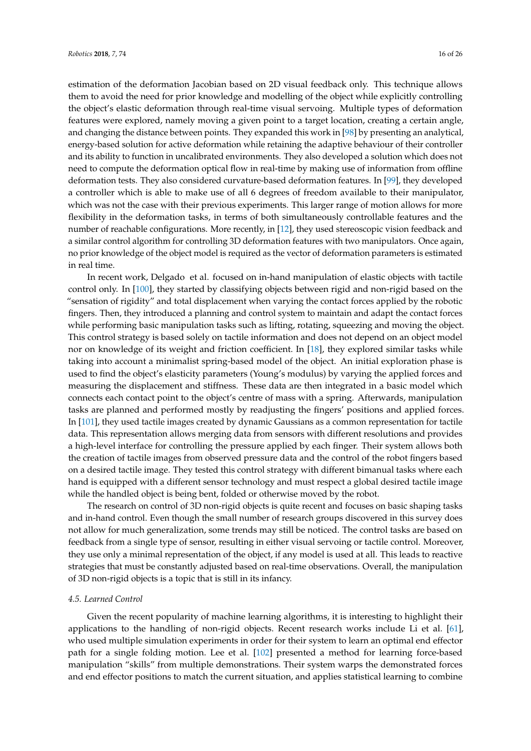estimation of the deformation Jacobian based on 2D visual feedback only. This technique allows them to avoid the need for prior knowledge and modelling of the object while explicitly controlling the object's elastic deformation through real-time visual servoing. Multiple types of deformation features were explored, namely moving a given point to a target location, creating a certain angle, and changing the distance between points. They expanded this work in [98] by presenting an analytical, energy-based solution for active deformation while retaining the adaptive behaviour of their controller and its ability to function in uncalibrated environments. They also developed a solution which does not need to compute the deformation optical flow in real-time by making use of information from offline deformation tests. They also considered curvature-based deformation features. In [99], they developed a controller which is able to make use of all 6 degrees of freedom available to their manipulator, which was not the case with their previous experiments. This larger range of motion allows for more flexibility in the deformation tasks, in terms of both simultaneously controllable features and the number of reachable configurations. More recently, in [12], they used stereoscopic vision feedback and a similar control algorithm for controlling 3D deformation features with two manipulators. Once again, no prior knowledge of the object model is required as the vector of deformation parameters is estimated in real time.

In recent work, Delgado et al. focused on in-hand manipulation of elastic objects with tactile control only. In [100], they started by classifying objects between rigid and non-rigid based on the "sensation of rigidity" and total displacement when varying the contact forces applied by the robotic fingers. Then, they introduced a planning and control system to maintain and adapt the contact forces while performing basic manipulation tasks such as lifting, rotating, squeezing and moving the object. This control strategy is based solely on tactile information and does not depend on an object model nor on knowledge of its weight and friction coefficient. In [18], they explored similar tasks while taking into account a minimalist spring-based model of the object. An initial exploration phase is used to find the object's elasticity parameters (Young's modulus) by varying the applied forces and measuring the displacement and stiffness. These data are then integrated in a basic model which connects each contact point to the object's centre of mass with a spring. Afterwards, manipulation tasks are planned and performed mostly by readjusting the fingers' positions and applied forces. In [101], they used tactile images created by dynamic Gaussians as a common representation for tactile data. This representation allows merging data from sensors with different resolutions and provides a high-level interface for controlling the pressure applied by each finger. Their system allows both the creation of tactile images from observed pressure data and the control of the robot fingers based on a desired tactile image. They tested this control strategy with different bimanual tasks where each hand is equipped with a different sensor technology and must respect a global desired tactile image while the handled object is being bent, folded or otherwise moved by the robot.

The research on control of 3D non-rigid objects is quite recent and focuses on basic shaping tasks and in-hand control. Even though the small number of research groups discovered in this survey does not allow for much generalization, some trends may still be noticed. The control tasks are based on feedback from a single type of sensor, resulting in either visual servoing or tactile control. Moreover, they use only a minimal representation of the object, if any model is used at all. This leads to reactive strategies that must be constantly adjusted based on real-time observations. Overall, the manipulation of 3D non-rigid objects is a topic that is still in its infancy.

### *4.5. Learned Control*

Given the recent popularity of machine learning algorithms, it is interesting to highlight their applications to the handling of non-rigid objects. Recent research works include Li et al. [61], who used multiple simulation experiments in order for their system to learn an optimal end effector path for a single folding motion. Lee et al. [102] presented a method for learning force-based manipulation "skills" from multiple demonstrations. Their system warps the demonstrated forces and end effector positions to match the current situation, and applies statistical learning to combine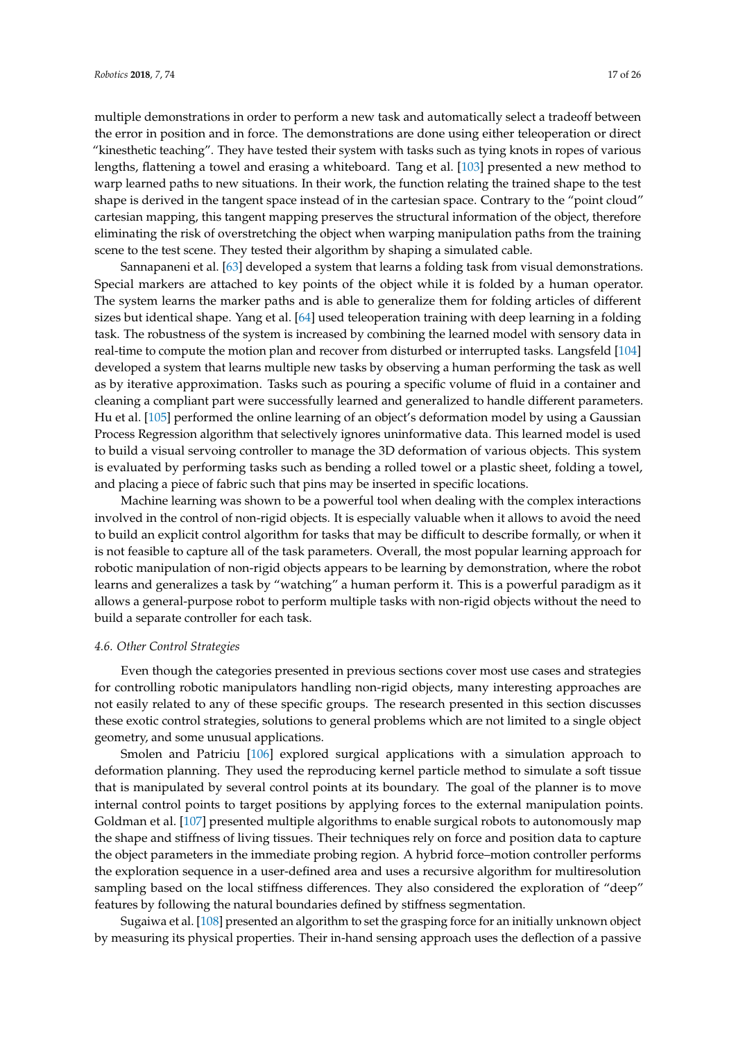multiple demonstrations in order to perform a new task and automatically select a tradeoff between the error in position and in force. The demonstrations are done using either teleoperation or direct "kinesthetic teaching". They have tested their system with tasks such as tying knots in ropes of various lengths, flattening a towel and erasing a whiteboard. Tang et al. [103] presented a new method to warp learned paths to new situations. In their work, the function relating the trained shape to the test shape is derived in the tangent space instead of in the cartesian space. Contrary to the "point cloud" cartesian mapping, this tangent mapping preserves the structural information of the object, therefore eliminating the risk of overstretching the object when warping manipulation paths from the training scene to the test scene. They tested their algorithm by shaping a simulated cable.

Sannapaneni et al. [63] developed a system that learns a folding task from visual demonstrations. Special markers are attached to key points of the object while it is folded by a human operator. The system learns the marker paths and is able to generalize them for folding articles of different sizes but identical shape. Yang et al. [64] used teleoperation training with deep learning in a folding task. The robustness of the system is increased by combining the learned model with sensory data in real-time to compute the motion plan and recover from disturbed or interrupted tasks. Langsfeld [104] developed a system that learns multiple new tasks by observing a human performing the task as well as by iterative approximation. Tasks such as pouring a specific volume of fluid in a container and cleaning a compliant part were successfully learned and generalized to handle different parameters. Hu et al. [105] performed the online learning of an object's deformation model by using a Gaussian Process Regression algorithm that selectively ignores uninformative data. This learned model is used to build a visual servoing controller to manage the 3D deformation of various objects. This system is evaluated by performing tasks such as bending a rolled towel or a plastic sheet, folding a towel, and placing a piece of fabric such that pins may be inserted in specific locations.

Machine learning was shown to be a powerful tool when dealing with the complex interactions involved in the control of non-rigid objects. It is especially valuable when it allows to avoid the need to build an explicit control algorithm for tasks that may be difficult to describe formally, or when it is not feasible to capture all of the task parameters. Overall, the most popular learning approach for robotic manipulation of non-rigid objects appears to be learning by demonstration, where the robot learns and generalizes a task by "watching" a human perform it. This is a powerful paradigm as it allows a general-purpose robot to perform multiple tasks with non-rigid objects without the need to build a separate controller for each task.

### *4.6. Other Control Strategies*

Even though the categories presented in previous sections cover most use cases and strategies for controlling robotic manipulators handling non-rigid objects, many interesting approaches are not easily related to any of these specific groups. The research presented in this section discusses these exotic control strategies, solutions to general problems which are not limited to a single object geometry, and some unusual applications.

Smolen and Patriciu [106] explored surgical applications with a simulation approach to deformation planning. They used the reproducing kernel particle method to simulate a soft tissue that is manipulated by several control points at its boundary. The goal of the planner is to move internal control points to target positions by applying forces to the external manipulation points. Goldman et al. [107] presented multiple algorithms to enable surgical robots to autonomously map the shape and stiffness of living tissues. Their techniques rely on force and position data to capture the object parameters in the immediate probing region. A hybrid force–motion controller performs the exploration sequence in a user-defined area and uses a recursive algorithm for multiresolution sampling based on the local stiffness differences. They also considered the exploration of "deep" features by following the natural boundaries defined by stiffness segmentation.

Sugaiwa et al. [108] presented an algorithm to set the grasping force for an initially unknown object by measuring its physical properties. Their in-hand sensing approach uses the deflection of a passive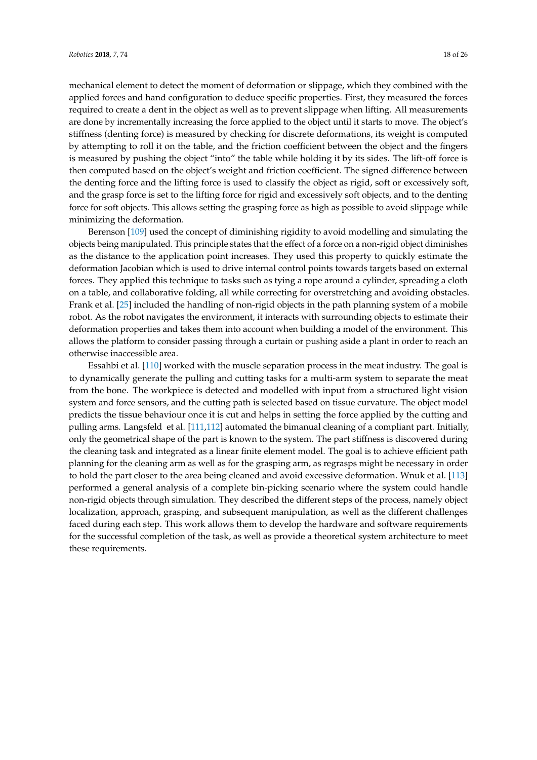mechanical element to detect the moment of deformation or slippage, which they combined with the applied forces and hand configuration to deduce specific properties. First, they measured the forces required to create a dent in the object as well as to prevent slippage when lifting. All measurements are done by incrementally increasing the force applied to the object until it starts to move. The object's stiffness (denting force) is measured by checking for discrete deformations, its weight is computed by attempting to roll it on the table, and the friction coefficient between the object and the fingers is measured by pushing the object "into" the table while holding it by its sides. The lift-off force is then computed based on the object's weight and friction coefficient. The signed difference between the denting force and the lifting force is used to classify the object as rigid, soft or excessively soft, and the grasp force is set to the lifting force for rigid and excessively soft objects, and to the denting force for soft objects. This allows setting the grasping force as high as possible to avoid slippage while minimizing the deformation.

Berenson [109] used the concept of diminishing rigidity to avoid modelling and simulating the objects being manipulated. This principle states that the effect of a force on a non-rigid object diminishes as the distance to the application point increases. They used this property to quickly estimate the deformation Jacobian which is used to drive internal control points towards targets based on external forces. They applied this technique to tasks such as tying a rope around a cylinder, spreading a cloth on a table, and collaborative folding, all while correcting for overstretching and avoiding obstacles. Frank et al. [25] included the handling of non-rigid objects in the path planning system of a mobile robot. As the robot navigates the environment, it interacts with surrounding objects to estimate their deformation properties and takes them into account when building a model of the environment. This allows the platform to consider passing through a curtain or pushing aside a plant in order to reach an otherwise inaccessible area.

Essahbi et al. [110] worked with the muscle separation process in the meat industry. The goal is to dynamically generate the pulling and cutting tasks for a multi-arm system to separate the meat from the bone. The workpiece is detected and modelled with input from a structured light vision system and force sensors, and the cutting path is selected based on tissue curvature. The object model predicts the tissue behaviour once it is cut and helps in setting the force applied by the cutting and pulling arms. Langsfeld et al. [111,112] automated the bimanual cleaning of a compliant part. Initially, only the geometrical shape of the part is known to the system. The part stiffness is discovered during the cleaning task and integrated as a linear finite element model. The goal is to achieve efficient path planning for the cleaning arm as well as for the grasping arm, as regrasps might be necessary in order to hold the part closer to the area being cleaned and avoid excessive deformation. Wnuk et al. [113] performed a general analysis of a complete bin-picking scenario where the system could handle non-rigid objects through simulation. They described the different steps of the process, namely object localization, approach, grasping, and subsequent manipulation, as well as the different challenges faced during each step. This work allows them to develop the hardware and software requirements for the successful completion of the task, as well as provide a theoretical system architecture to meet these requirements.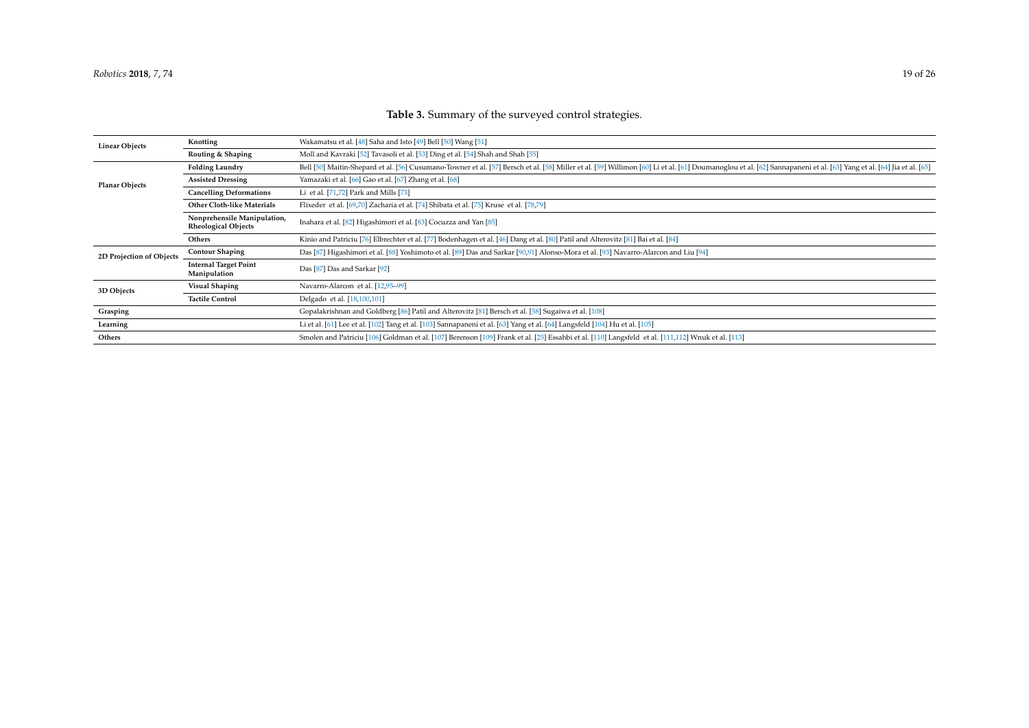**Table 3.** Summary of the surveyed control strategies.

| | | |
|---|---|---|
| **Linear Objects** | **Knotting** | Wakamatsu et al. [48] Saha and Isto [49] Bell [50] Wang [51] |
| | **Routing & Shaping** | Moll and Kavraki [52] Tavasoli et al. [53] Ding et al. [54] Shah and Shah [55] |
| **Planar Objects** | **Folding Laundry** | Bell [50] Maitin-Shepard et al. [56] Cusumano-Towner et al. [57] Bersch et al. [58] Miller et al. [59] Willimon [60] Li et al. [61] Doumanoglou et al. [62] Sannapaneni et al. [63] Yang et al. [64] Jia et al. [65] |
| | **Assisted Dressing** | Yamazaki et al. [66] Gao et al. [67] Zhang et al. [68] |
| | **Cancelling Deformations** | Li et al. [71,72] Park and Mills [73] |
| | **Other Cloth-like Materials** | Flixeder et al. [69,70] Zacharia et al. [74] Shibata et al. [75] Kruse et al. [78,79] |
| | **Nonprehensile Manipulation, Rheological Objects** | Inahara et al. [82] Higashimori et al. [83] Cocuzza and Yan [85] |
| | **Others** | Kinio and Patriciu [76] Elbrechter et al. [77] Bodenhagen et al. [46] Dang et al. [80] Patil and Alterovitz [81] Bai et al. [84] |
| **2D Projection of Objects** | **Contour Shaping** | Das [87] Higashimori et al. [88] Yoshimoto et al. [89] Das and Sarkar [90,91] Alonso-Mora et al. [93] Navarro-Alarcon and Liu [94] |
| | **Internal Target Point Manipulation** | Das [87] Das and Sarkar [92] |
| **3D Objects** | **Visual Shaping** | Navarro-Alarcon et al. [12,95–99] |
| | **Tactile Control** | Delgado et al. [18,100,101] |
| **Grasping** | | Gopalakrishnan and Goldberg [86] Patil and Alterovitz [81] Bersch et al. [58] Sugaiwa et al. [108] |
| **Learning** | | Li et al. [61] Lee et al. [102] Tang et al. [103] Sannapaneni et al. [63] Yang et al. [64] Langsfeld [104] Hu et al. [105] |
| **Others** | | Smolen and Patriciu [106] Goldman et al. [107] Berenson [109] Frank et al. [25] Essahbi et al. [110] Langsfeld et al. [111,112] Wnuk et al. [113] |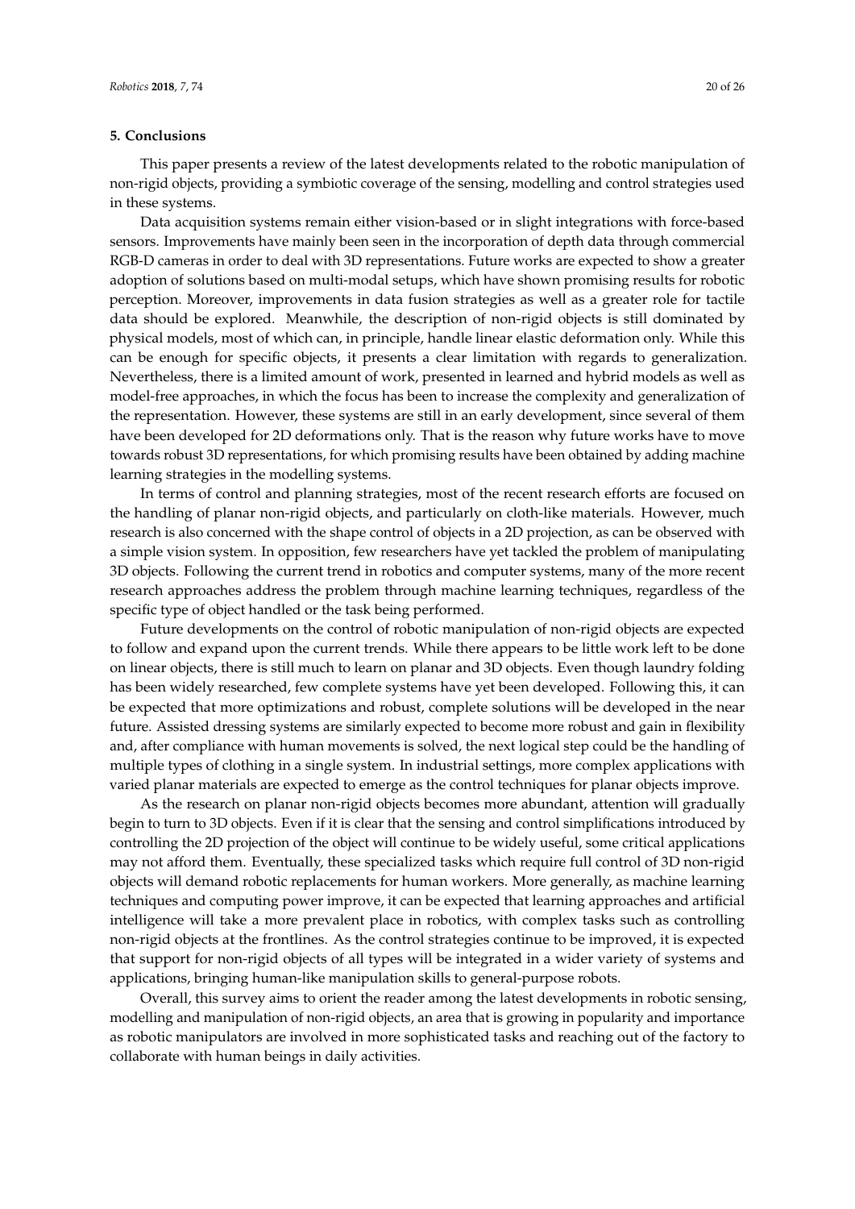## 5. Conclusions

This paper presents a review of the latest developments related to the robotic manipulation of non-rigid objects, providing a symbiotic coverage of the sensing, modelling and control strategies used in these systems.

Data acquisition systems remain either vision-based or in slight integrations with force-based sensors. Improvements have mainly been seen in the incorporation of depth data through commercial RGB-D cameras in order to deal with 3D representations. Future works are expected to show a greater adoption of solutions based on multi-modal setups, which have shown promising results for robotic perception. Moreover, improvements in data fusion strategies as well as a greater role for tactile data should be explored. Meanwhile, the description of non-rigid objects is still dominated by physical models, most of which can, in principle, handle linear elastic deformation only. While this can be enough for specific objects, it presents a clear limitation with regards to generalization. Nevertheless, there is a limited amount of work, presented in learned and hybrid models as well as model-free approaches, in which the focus has been to increase the complexity and generalization of the representation. However, these systems are still in an early development, since several of them have been developed for 2D deformations only. That is the reason why future works have to move towards robust 3D representations, for which promising results have been obtained by adding machine learning strategies in the modelling systems.

In terms of control and planning strategies, most of the recent research efforts are focused on the handling of planar non-rigid objects, and particularly on cloth-like materials. However, much research is also concerned with the shape control of objects in a 2D projection, as can be observed with a simple vision system. In opposition, few researchers have yet tackled the problem of manipulating 3D objects. Following the current trend in robotics and computer systems, many of the more recent research approaches address the problem through machine learning techniques, regardless of the specific type of object handled or the task being performed.

Future developments on the control of robotic manipulation of non-rigid objects are expected to follow and expand upon the current trends. While there appears to be little work left to be done on linear objects, there is still much to learn on planar and 3D objects. Even though laundry folding has been widely researched, few complete systems have yet been developed. Following this, it can be expected that more optimizations and robust, complete solutions will be developed in the near future. Assisted dressing systems are similarly expected to become more robust and gain in flexibility and, after compliance with human movements is solved, the next logical step could be the handling of multiple types of clothing in a single system. In industrial settings, more complex applications with varied planar materials are expected to emerge as the control techniques for planar objects improve.

As the research on planar non-rigid objects becomes more abundant, attention will gradually begin to turn to 3D objects. Even if it is clear that the sensing and control simplifications introduced by controlling the 2D projection of the object will continue to be widely useful, some critical applications may not afford them. Eventually, these specialized tasks which require full control of 3D non-rigid objects will demand robotic replacements for human workers. More generally, as machine learning techniques and computing power improve, it can be expected that learning approaches and artificial intelligence will take a more prevalent place in robotics, with complex tasks such as controlling non-rigid objects at the frontlines. As the control strategies continue to be improved, it is expected that support for non-rigid objects of all types will be integrated in a wider variety of systems and applications, bringing human-like manipulation skills to general-purpose robots.

Overall, this survey aims to orient the reader among the latest developments in robotic sensing, modelling and manipulation of non-rigid objects, an area that is growing in popularity and importance as robotic manipulators are involved in more sophisticated tasks and reaching out of the factory to collaborate with human beings in daily activities.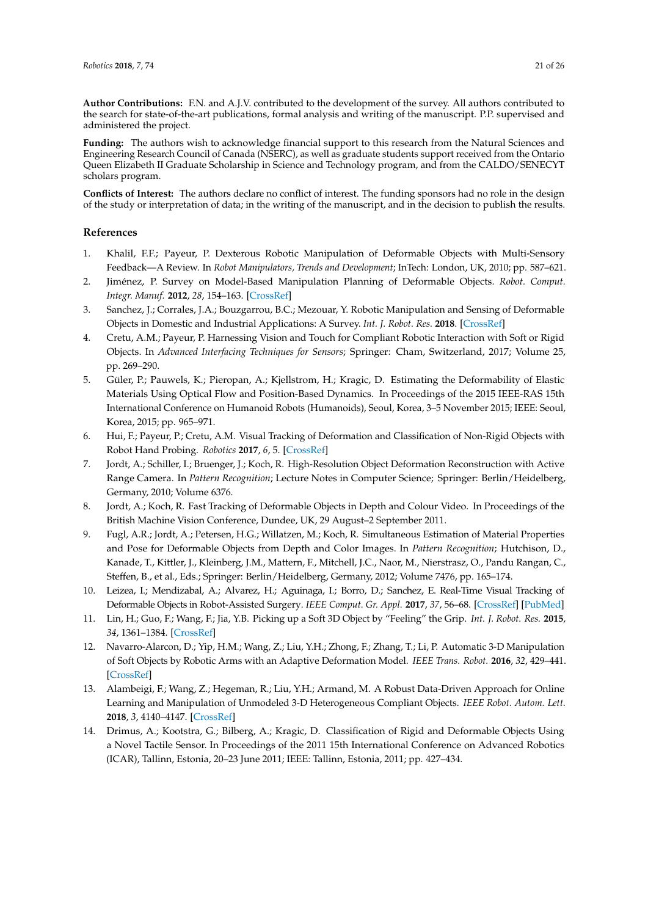**Author Contributions:** F.N. and A.J.V. contributed to the development of the survey. All authors contributed to the search for state-of-the-art publications, formal analysis and writing of the manuscript. P.P. supervised and administered the project.

**Funding:** The authors wish to acknowledge financial support to this research from the Natural Sciences and Engineering Research Council of Canada (NSERC), as well as graduate students support received from the Ontario Queen Elizabeth II Graduate Scholarship in Science and Technology program, and from the CALDO/SENECYT scholars program.

**Conflicts of Interest:** The authors declare no conflict of interest. The funding sponsors had no role in the design of the study or interpretation of data; in the writing of the manuscript, and in the decision to publish the results.

## References

1. Khalil, F.F.; Payeur, P. Dexterous Robotic Manipulation of Deformable Objects with Multi-Sensory Feedback—A Review. In *Robot Manipulators, Trends and Development*; InTech: London, UK, 2010; pp. 587–621.
2. Jiménez, P. Survey on Model-Based Manipulation Planning of Deformable Objects. *Robot. Comput. Integr. Manuf.* **2012**, *28*, 154–163. [CrossRef]
3. Sanchez, J.; Corrales, J.A.; Bouzgarrou, B.C.; Mezouar, Y. Robotic Manipulation and Sensing of Deformable Objects in Domestic and Industrial Applications: A Survey. *Int. J. Robot. Res.* **2018**. [CrossRef]
4. Cretu, A.M.; Payeur, P. Harnessing Vision and Touch for Compliant Robotic Interaction with Soft or Rigid Objects. In *Advanced Interfacing Techniques for Sensors*; Springer: Cham, Switzerland, 2017; Volume 25, pp. 269–290.
5. Güler, P.; Pauwels, K.; Pieropan, A.; Kjellstrom, H.; Kragic, D. Estimating the Deformability of Elastic Materials Using Optical Flow and Position-Based Dynamics. In Proceedings of the 2015 IEEE-RAS 15th International Conference on Humanoid Robots (Humanoids), Seoul, Korea, 3–5 November 2015; IEEE: Seoul, Korea, 2015; pp. 965–971.
6. Hui, F.; Payeur, P.; Cretu, A.M. Visual Tracking of Deformation and Classification of Non-Rigid Objects with Robot Hand Probing. *Robotics* **2017**, *6*, 5. [CrossRef]
7. Jordt, A.; Schiller, I.; Bruenger, J.; Koch, R. High-Resolution Object Deformation Reconstruction with Active Range Camera. In *Pattern Recognition*; Lecture Notes in Computer Science; Springer: Berlin/Heidelberg, Germany, 2010; Volume 6376.
8. Jordt, A.; Koch, R. Fast Tracking of Deformable Objects in Depth and Colour Video. In Proceedings of the British Machine Vision Conference, Dundee, UK, 29 August–2 September 2011.
9. Fugl, A.R.; Jordt, A.; Petersen, H.G.; Willatzen, M.; Koch, R. Simultaneous Estimation of Material Properties and Pose for Deformable Objects from Depth and Color Images. In *Pattern Recognition*; Hutchison, D., Kanade, T., Kittler, J., Kleinberg, J.M., Mattern, F., Mitchell, J.C., Naor, M., Nierstrasz, O., Pandu Rangan, C., Steffen, B., et al., Eds.; Springer: Berlin/Heidelberg, Germany, 2012; Volume 7476, pp. 165–174.
10. Leizea, I.; Mendizabal, A.; Alvarez, H.; Aguinaga, I.; Borro, D.; Sanchez, E. Real-Time Visual Tracking of Deformable Objects in Robot-Assisted Surgery. *IEEE Comput. Gr. Appl.* **2017**, *37*, 56–68. [CrossRef] [PubMed]
11. Lin, H.; Guo, F.; Wang, F.; Jia, Y.B. Picking up a Soft 3D Object by "Feeling" the Grip. *Int. J. Robot. Res.* **2015**, *34*, 1361–1384. [CrossRef]
12. Navarro-Alarcon, D.; Yip, H.M.; Wang, Z.; Liu, Y.H.; Zhong, F.; Zhang, T.; Li, P. Automatic 3-D Manipulation of Soft Objects by Robotic Arms with an Adaptive Deformation Model. *IEEE Trans. Robot.* **2016**, *32*, 429–441. [CrossRef]
13. Alambeigi, F.; Wang, Z.; Hegeman, R.; Liu, Y.H.; Armand, M. A Robust Data-Driven Approach for Online Learning and Manipulation of Unmodeled 3-D Heterogeneous Compliant Objects. *IEEE Robot. Autom. Lett.* **2018**, *3*, 4140–4147. [CrossRef]
14. Drimus, A.; Kootstra, G.; Bilberg, A.; Kragic, D. Classification of Rigid and Deformable Objects Using a Novel Tactile Sensor. In Proceedings of the 2011 15th International Conference on Advanced Robotics (ICAR), Tallinn, Estonia, 20–23 June 2011; IEEE: Tallinn, Estonia, 2011; pp. 427–434.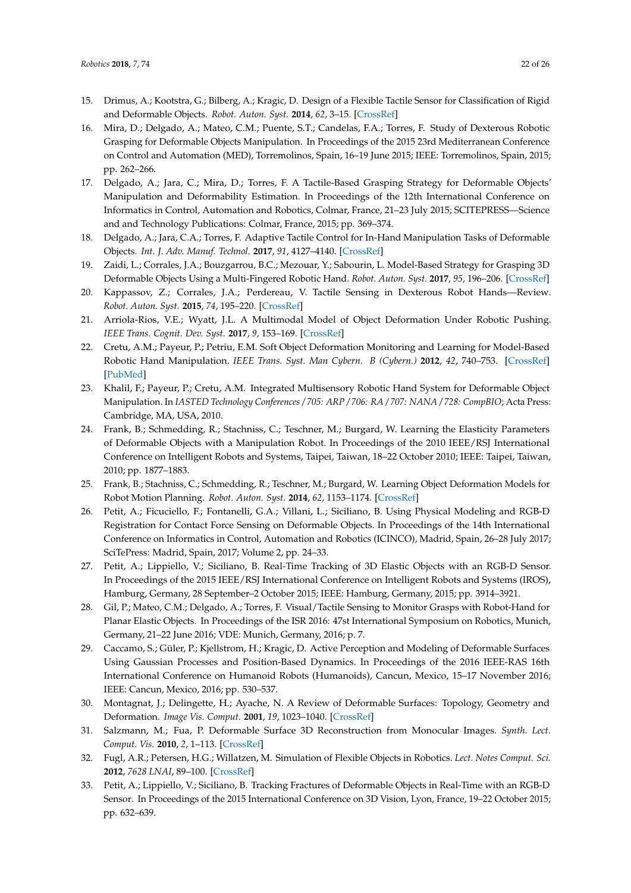15. Drimus, A.; Kootstra, G.; Bilberg, A.; Kragic, D. Design of a Flexible Tactile Sensor for Classification of Rigid and Deformable Objects. *Robot. Auton. Syst.* **2014**, *62*, 3–15. [CrossRef]
16. Mira, D.; Delgado, A.; Mateo, C.M.; Puente, S.T.; Candelas, F.A.; Torres, F. Study of Dexterous Robotic Grasping for Deformable Objects Manipulation. In Proceedings of the 2015 23rd Mediterranean Conference on Control and Automation (MED), Torremolinos, Spain, 16–19 June 2015; IEEE: Torremolinos, Spain, 2015; pp. 262–266.
17. Delgado, A.; Jara, C.; Mira, D.; Torres, F. A Tactile-Based Grasping Strategy for Deformable Objects' Manipulation and Deformability Estimation. In Proceedings of the 12th International Conference on Informatics in Control, Automation and Robotics, Colmar, France, 21–23 July 2015; SCITEPRESS—Science and and Technology Publications: Colmar, France, 2015; pp. 369–374.
18. Delgado, A.; Jara, C.A.; Torres, F. Adaptive Tactile Control for In-Hand Manipulation Tasks of Deformable Objects. *Int. J. Adv. Manuf. Technol.* **2017**, *91*, 4127–4140. [CrossRef]
19. Zaidi, L.; Corrales, J.A.; Bouzgarrou, B.C.; Mezouar, Y.; Sabourin, L. Model-Based Strategy for Grasping 3D Deformable Objects Using a Multi-Fingered Robotic Hand. *Robot. Auton. Syst.* **2017**, *95*, 196–206. [CrossRef]
20. Kappassov, Z.; Corrales, J.A.; Perdereau, V. Tactile Sensing in Dexterous Robot Hands—Review. *Robot. Auton. Syst.* **2015**, *74*, 195–220. [CrossRef]
21. Arriola-Rios, V.E.; Wyatt, J.L. A Multimodal Model of Object Deformation Under Robotic Pushing. *IEEE Trans. Cognit. Dev. Syst.* **2017**, *9*, 153–169. [CrossRef]
22. Cretu, A.M.; Payeur, P.; Petriu, E.M. Soft Object Deformation Monitoring and Learning for Model-Based Robotic Hand Manipulation. *IEEE Trans. Syst. Man Cybern. B (Cybern.)* **2012**, *42*, 740–753. [CrossRef] [PubMed]
23. Khalil, F.; Payeur, P.; Cretu, A.M. Integrated Multisensory Robotic Hand System for Deformable Object Manipulation. In *IASTED Technology Conferences/705: ARP/706: RA/707: NANA/728: CompBIO*; Acta Press: Cambridge, MA, USA, 2010.
24. Frank, B.; Schmedding, R.; Stachniss, C.; Teschner, M.; Burgard, W. Learning the Elasticity Parameters of Deformable Objects with a Manipulation Robot. In Proceedings of the 2010 IEEE/RSJ International Conference on Intelligent Robots and Systems, Taipei, Taiwan, 18–22 October 2010; IEEE: Taipei, Taiwan, 2010; pp. 1877–1883.
25. Frank, B.; Stachniss, C.; Schmedding, R.; Teschner, M.; Burgard, W. Learning Object Deformation Models for Robot Motion Planning. *Robot. Auton. Syst.* **2014**, *62*, 1153–1174. [CrossRef]
26. Petit, A.; Ficuciello, F.; Fontanelli, G.A.; Villani, L.; Siciliano, B. Using Physical Modeling and RGB-D Registration for Contact Force Sensing on Deformable Objects. In Proceedings of the 14th International Conference on Informatics in Control, Automation and Robotics (ICINCO), Madrid, Spain, 26–28 July 2017; SciTePress: Madrid, Spain, 2017; Volume 2, pp. 24–33.
27. Petit, A.; Lippiello, V.; Siciliano, B. Real-Time Tracking of 3D Elastic Objects with an RGB-D Sensor. In Proceedings of the 2015 IEEE/RSJ International Conference on Intelligent Robots and Systems (IROS), Hamburg, Germany, 28 September–2 October 2015; IEEE: Hamburg, Germany, 2015; pp. 3914–3921.
28. Gil, P.; Mateo, C.M.; Delgado, A.; Torres, F. Visual/Tactile Sensing to Monitor Grasps with Robot-Hand for Planar Elastic Objects. In Proceedings of the ISR 2016: 47st International Symposium on Robotics, Munich, Germany, 21–22 June 2016; VDE: Munich, Germany, 2016; p. 7.
29. Caccamo, S.; Güler, P.; Kjellstrom, H.; Kragic, D. Active Perception and Modeling of Deformable Surfaces Using Gaussian Processes and Position-Based Dynamics. In Proceedings of the 2016 IEEE-RAS 16th International Conference on Humanoid Robots (Humanoids), Cancun, Mexico, 15–17 November 2016; IEEE: Cancun, Mexico, 2016; pp. 530–537.
30. Montagnat, J.; Delingette, H.; Ayache, N. A Review of Deformable Surfaces: Topology, Geometry and Deformation. *Image Vis. Comput.* **2001**, *19*, 1023–1040. [CrossRef]
31. Salzmann, M.; Fua, P. Deformable Surface 3D Reconstruction from Monocular Images. *Synth. Lect. Comput. Vis.* **2010**, *2*, 1–113. [CrossRef]
32. Fugl, A.R.; Petersen, H.G.; Willatzen, M. Simulation of Flexible Objects in Robotics. *Lect. Notes Comput. Sci.* **2012**, *7628 LNAI*, 89–100. [CrossRef]
33. Petit, A.; Lippiello, V.; Siciliano, B. Tracking Fractures of Deformable Objects in Real-Time with an RGB-D Sensor. In Proceedings of the 2015 International Conference on 3D Vision, Lyon, France, 19–22 October 2015; pp. 632–639.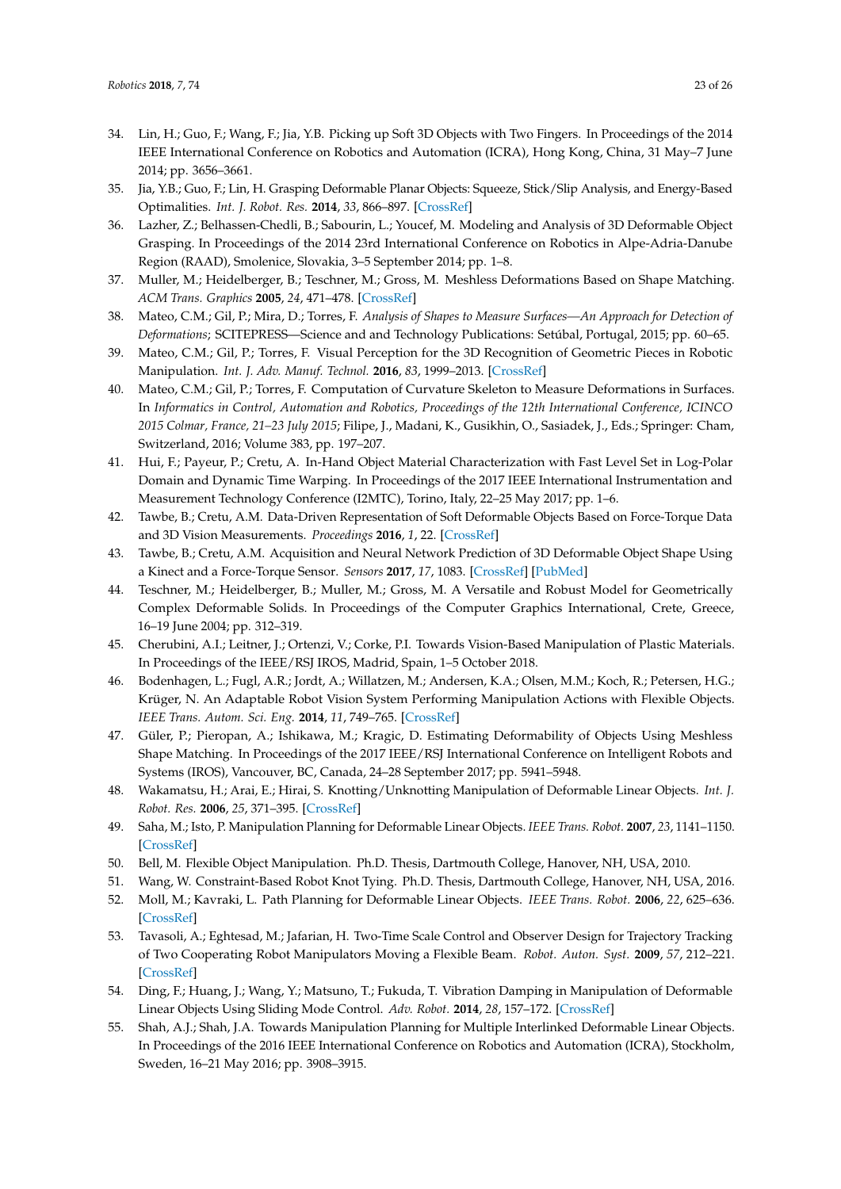34. Lin, H.; Guo, F.; Wang, F.; Jia, Y.B. Picking up Soft 3D Objects with Two Fingers. In Proceedings of the 2014 IEEE International Conference on Robotics and Automation (ICRA), Hong Kong, China, 31 May–7 June 2014; pp. 3656–3661.
35. Jia, Y.B.; Guo, F.; Lin, H. Grasping Deformable Planar Objects: Squeeze, Stick/Slip Analysis, and Energy-Based Optimalities. *Int. J. Robot. Res.* **2014**, *33*, 866–897. [CrossRef]
36. Lazher, Z.; Belhassen-Chedli, B.; Sabourin, L.; Youcef, M. Modeling and Analysis of 3D Deformable Object Grasping. In Proceedings of the 2014 23rd International Conference on Robotics in Alpe-Adria-Danube Region (RAAD), Smolenice, Slovakia, 3–5 September 2014; pp. 1–8.
37. Muller, M.; Heidelberger, B.; Teschner, M.; Gross, M. Meshless Deformations Based on Shape Matching. *ACM Trans. Graphics* **2005**, *24*, 471–478. [CrossRef]
38. Mateo, C.M.; Gil, P.; Mira, D.; Torres, F. *Analysis of Shapes to Measure Surfaces—An Approach for Detection of Deformations*; SCITEPRESS—Science and and Technology Publications: Setúbal, Portugal, 2015; pp. 60–65.
39. Mateo, C.M.; Gil, P.; Torres, F. Visual Perception for the 3D Recognition of Geometric Pieces in Robotic Manipulation. *Int. J. Adv. Manuf. Technol.* **2016**, *83*, 1999–2013. [CrossRef]
40. Mateo, C.M.; Gil, P.; Torres, F. Computation of Curvature Skeleton to Measure Deformations in Surfaces. In *Informatics in Control, Automation and Robotics, Proceedings of the 12th International Conference, ICINCO 2015 Colmar, France, 21–23 July 2015*; Filipe, J., Madani, K., Gusikhin, O., Sasiadek, J., Eds.; Springer: Cham, Switzerland, 2016; Volume 383, pp. 197–207.
41. Hui, F.; Payeur, P.; Cretu, A. In-Hand Object Material Characterization with Fast Level Set in Log-Polar Domain and Dynamic Time Warping. In Proceedings of the 2017 IEEE International Instrumentation and Measurement Technology Conference (I2MTC), Torino, Italy, 22–25 May 2017; pp. 1–6.
42. Tawbe, B.; Cretu, A.M. Data-Driven Representation of Soft Deformable Objects Based on Force-Torque Data and 3D Vision Measurements. *Proceedings* **2016**, *1*, 22. [CrossRef]
43. Tawbe, B.; Cretu, A.M. Acquisition and Neural Network Prediction of 3D Deformable Object Shape Using a Kinect and a Force-Torque Sensor. *Sensors* **2017**, *17*, 1083. [CrossRef] [PubMed]
44. Teschner, M.; Heidelberger, B.; Muller, M.; Gross, M. A Versatile and Robust Model for Geometrically Complex Deformable Solids. In Proceedings of the Computer Graphics International, Crete, Greece, 16–19 June 2004; pp. 312–319.
45. Cherubini, A.I.; Leitner, J.; Ortenzi, V.; Corke, P.I. Towards Vision-Based Manipulation of Plastic Materials. In Proceedings of the IEEE/RSJ IROS, Madrid, Spain, 1–5 October 2018.
46. Bodenhagen, L.; Fugl, A.R.; Jordt, A.; Willatzen, M.; Andersen, K.A.; Olsen, M.M.; Koch, R.; Petersen, H.G.; Krüger, N. An Adaptable Robot Vision System Performing Manipulation Actions with Flexible Objects. *IEEE Trans. Autom. Sci. Eng.* **2014**, *11*, 749–765. [CrossRef]
47. Güler, P.; Pieropan, A.; Ishikawa, M.; Kragic, D. Estimating Deformability of Objects Using Meshless Shape Matching. In Proceedings of the 2017 IEEE/RSJ International Conference on Intelligent Robots and Systems (IROS), Vancouver, BC, Canada, 24–28 September 2017; pp. 5941–5948.
48. Wakamatsu, H.; Arai, E.; Hirai, S. Knotting/Unknotting Manipulation of Deformable Linear Objects. *Int. J. Robot. Res.* **2006**, *25*, 371–395. [CrossRef]
49. Saha, M.; Isto, P. Manipulation Planning for Deformable Linear Objects. *IEEE Trans. Robot.* **2007**, *23*, 1141–1150. [CrossRef]
50. Bell, M. Flexible Object Manipulation. Ph.D. Thesis, Dartmouth College, Hanover, NH, USA, 2010.
51. Wang, W. Constraint-Based Robot Knot Tying. Ph.D. Thesis, Dartmouth College, Hanover, NH, USA, 2016.
52. Moll, M.; Kavraki, L. Path Planning for Deformable Linear Objects. *IEEE Trans. Robot.* **2006**, *22*, 625–636. [CrossRef]
53. Tavasoli, A.; Eghtesad, M.; Jafarian, H. Two-Time Scale Control and Observer Design for Trajectory Tracking of Two Cooperating Robot Manipulators Moving a Flexible Beam. *Robot. Auton. Syst.* **2009**, *57*, 212–221. [CrossRef]
54. Ding, F.; Huang, J.; Wang, Y.; Matsuno, T.; Fukuda, T. Vibration Damping in Manipulation of Deformable Linear Objects Using Sliding Mode Control. *Adv. Robot.* **2014**, *28*, 157–172. [CrossRef]
55. Shah, A.J.; Shah, J.A. Towards Manipulation Planning for Multiple Interlinked Deformable Linear Objects. In Proceedings of the 2016 IEEE International Conference on Robotics and Automation (ICRA), Stockholm, Sweden, 16–21 May 2016; pp. 3908–3915.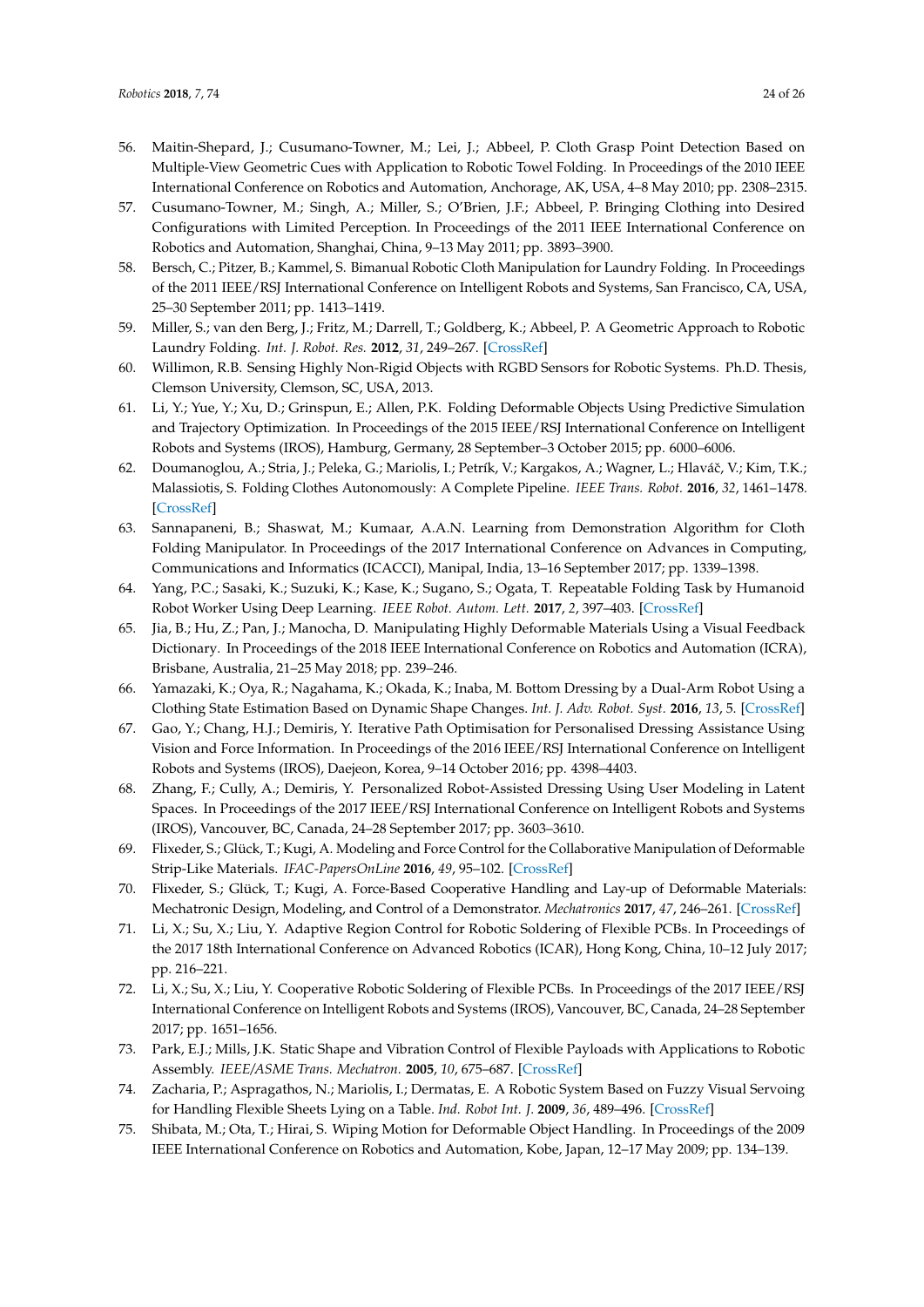56. Maitin-Shepard, J.; Cusumano-Towner, M.; Lei, J.; Abbeel, P. Cloth Grasp Point Detection Based on Multiple-View Geometric Cues with Application to Robotic Towel Folding. In Proceedings of the 2010 IEEE International Conference on Robotics and Automation, Anchorage, AK, USA, 4–8 May 2010; pp. 2308–2315.
57. Cusumano-Towner, M.; Singh, A.; Miller, S.; O'Brien, J.F.; Abbeel, P. Bringing Clothing into Desired Configurations with Limited Perception. In Proceedings of the 2011 IEEE International Conference on Robotics and Automation, Shanghai, China, 9–13 May 2011; pp. 3893–3900.
58. Bersch, C.; Pitzer, B.; Kammel, S. Bimanual Robotic Cloth Manipulation for Laundry Folding. In Proceedings of the 2011 IEEE/RSJ International Conference on Intelligent Robots and Systems, San Francisco, CA, USA, 25–30 September 2011; pp. 1413–1419.
59. Miller, S.; van den Berg, J.; Fritz, M.; Darrell, T.; Goldberg, K.; Abbeel, P. A Geometric Approach to Robotic Laundry Folding. *Int. J. Robot. Res.* **2012**, *31*, 249–267. [CrossRef]
60. Willimon, R.B. Sensing Highly Non-Rigid Objects with RGBD Sensors for Robotic Systems. Ph.D. Thesis, Clemson University, Clemson, SC, USA, 2013.
61. Li, Y.; Yue, Y.; Xu, D.; Grinspun, E.; Allen, P.K. Folding Deformable Objects Using Predictive Simulation and Trajectory Optimization. In Proceedings of the 2015 IEEE/RSJ International Conference on Intelligent Robots and Systems (IROS), Hamburg, Germany, 28 September–3 October 2015; pp. 6000–6006.
62. Doumanoglou, A.; Stria, J.; Peleka, G.; Mariolis, I.; Petrík, V.; Kargakos, A.; Wagner, L.; Hlaváč, V.; Kim, T.K.; Malassiotis, S. Folding Clothes Autonomously: A Complete Pipeline. *IEEE Trans. Robot.* **2016**, *32*, 1461–1478. [CrossRef]
63. Sannapaneni, B.; Shaswat, M.; Kumaar, A.A.N. Learning from Demonstration Algorithm for Cloth Folding Manipulator. In Proceedings of the 2017 International Conference on Advances in Computing, Communications and Informatics (ICACCI), Manipal, India, 13–16 September 2017; pp. 1339–1398.
64. Yang, P.C.; Sasaki, K.; Suzuki, K.; Kase, K.; Sugano, S.; Ogata, T. Repeatable Folding Task by Humanoid Robot Worker Using Deep Learning. *IEEE Robot. Autom. Lett.* **2017**, *2*, 397–403. [CrossRef]
65. Jia, B.; Hu, Z.; Pan, J.; Manocha, D. Manipulating Highly Deformable Materials Using a Visual Feedback Dictionary. In Proceedings of the 2018 IEEE International Conference on Robotics and Automation (ICRA), Brisbane, Australia, 21–25 May 2018; pp. 239–246.
66. Yamazaki, K.; Oya, R.; Nagahama, K.; Okada, K.; Inaba, M. Bottom Dressing by a Dual-Arm Robot Using a Clothing State Estimation Based on Dynamic Shape Changes. *Int. J. Adv. Robot. Syst.* **2016**, *13*, 5. [CrossRef]
67. Gao, Y.; Chang, H.J.; Demiris, Y. Iterative Path Optimisation for Personalised Dressing Assistance Using Vision and Force Information. In Proceedings of the 2016 IEEE/RSJ International Conference on Intelligent Robots and Systems (IROS), Daejeon, Korea, 9–14 October 2016; pp. 4398–4403.
68. Zhang, F.; Cully, A.; Demiris, Y. Personalized Robot-Assisted Dressing Using User Modeling in Latent Spaces. In Proceedings of the 2017 IEEE/RSJ International Conference on Intelligent Robots and Systems (IROS), Vancouver, BC, Canada, 24–28 September 2017; pp. 3603–3610.
69. Flixeder, S.; Glück, T.; Kugi, A. Modeling and Force Control for the Collaborative Manipulation of Deformable Strip-Like Materials. *IFAC-PapersOnLine* **2016**, *49*, 95–102. [CrossRef]
70. Flixeder, S.; Glück, T.; Kugi, A. Force-Based Cooperative Handling and Lay-up of Deformable Materials: Mechatronic Design, Modeling, and Control of a Demonstrator. *Mechatronics* **2017**, *47*, 246–261. [CrossRef]
71. Li, X.; Su, X.; Liu, Y. Adaptive Region Control for Robotic Soldering of Flexible PCBs. In Proceedings of the 2017 18th International Conference on Advanced Robotics (ICAR), Hong Kong, China, 10–12 July 2017; pp. 216–221.
72. Li, X.; Su, X.; Liu, Y. Cooperative Robotic Soldering of Flexible PCBs. In Proceedings of the 2017 IEEE/RSJ International Conference on Intelligent Robots and Systems (IROS), Vancouver, BC, Canada, 24–28 September 2017; pp. 1651–1656.
73. Park, E.J.; Mills, J.K. Static Shape and Vibration Control of Flexible Payloads with Applications to Robotic Assembly. *IEEE/ASME Trans. Mechatron.* **2005**, *10*, 675–687. [CrossRef]
74. Zacharia, P.; Aspragathos, N.; Mariolis, I.; Dermatas, E. A Robotic System Based on Fuzzy Visual Servoing for Handling Flexible Sheets Lying on a Table. *Ind. Robot Int. J.* **2009**, *36*, 489–496. [CrossRef]
75. Shibata, M.; Ota, T.; Hirai, S. Wiping Motion for Deformable Object Handling. In Proceedings of the 2009 IEEE International Conference on Robotics and Automation, Kobe, Japan, 12–17 May 2009; pp. 134–139.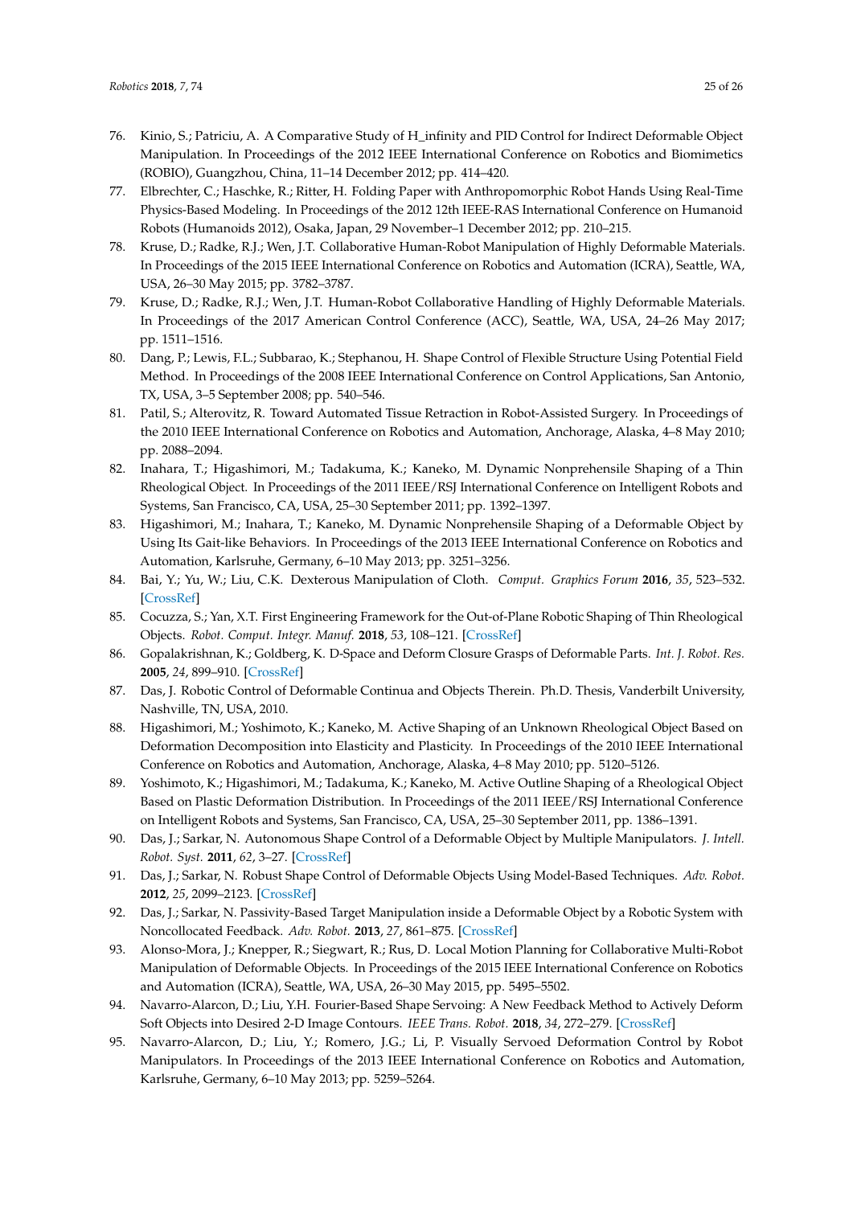76. Kinio, S.; Patriciu, A. A Comparative Study of H_infinity and PID Control for Indirect Deformable Object Manipulation. In Proceedings of the 2012 IEEE International Conference on Robotics and Biomimetics (ROBIO), Guangzhou, China, 11–14 December 2012; pp. 414–420.
77. Elbrechter, C.; Haschke, R.; Ritter, H. Folding Paper with Anthropomorphic Robot Hands Using Real-Time Physics-Based Modeling. In Proceedings of the 2012 12th IEEE-RAS International Conference on Humanoid Robots (Humanoids 2012), Osaka, Japan, 29 November–1 December 2012; pp. 210–215.
78. Kruse, D.; Radke, R.J.; Wen, J.T. Collaborative Human-Robot Manipulation of Highly Deformable Materials. In Proceedings of the 2015 IEEE International Conference on Robotics and Automation (ICRA), Seattle, WA, USA, 26–30 May 2015; pp. 3782–3787.
79. Kruse, D.; Radke, R.J.; Wen, J.T. Human-Robot Collaborative Handling of Highly Deformable Materials. In Proceedings of the 2017 American Control Conference (ACC), Seattle, WA, USA, 24–26 May 2017; pp. 1511–1516.
80. Dang, P.; Lewis, F.L.; Subbarao, K.; Stephanou, H. Shape Control of Flexible Structure Using Potential Field Method. In Proceedings of the 2008 IEEE International Conference on Control Applications, San Antonio, TX, USA, 3–5 September 2008; pp. 540–546.
81. Patil, S.; Alterovitz, R. Toward Automated Tissue Retraction in Robot-Assisted Surgery. In Proceedings of the 2010 IEEE International Conference on Robotics and Automation, Anchorage, Alaska, 4–8 May 2010; pp. 2088–2094.
82. Inahara, T.; Higashimori, M.; Tadakuma, K.; Kaneko, M. Dynamic Nonprehensile Shaping of a Thin Rheological Object. In Proceedings of the 2011 IEEE/RSJ International Conference on Intelligent Robots and Systems, San Francisco, CA, USA, 25–30 September 2011; pp. 1392–1397.
83. Higashimori, M.; Inahara, T.; Kaneko, M. Dynamic Nonprehensile Shaping of a Deformable Object by Using Its Gait-like Behaviors. In Proceedings of the 2013 IEEE International Conference on Robotics and Automation, Karlsruhe, Germany, 6–10 May 2013; pp. 3251–3256.
84. Bai, Y.; Yu, W.; Liu, C.K. Dexterous Manipulation of Cloth. *Comput. Graphics Forum* **2016**, *35*, 523–532. [CrossRef]
85. Cocuzza, S.; Yan, X.T. First Engineering Framework for the Out-of-Plane Robotic Shaping of Thin Rheological Objects. *Robot. Comput. Integr. Manuf.* **2018**, *53*, 108–121. [CrossRef]
86. Gopalakrishnan, K.; Goldberg, K. D-Space and Deform Closure Grasps of Deformable Parts. *Int. J. Robot. Res.* **2005**, *24*, 899–910. [CrossRef]
87. Das, J. Robotic Control of Deformable Continua and Objects Therein. Ph.D. Thesis, Vanderbilt University, Nashville, TN, USA, 2010.
88. Higashimori, M.; Yoshimoto, K.; Kaneko, M. Active Shaping of an Unknown Rheological Object Based on Deformation Decomposition into Elasticity and Plasticity. In Proceedings of the 2010 IEEE International Conference on Robotics and Automation, Anchorage, Alaska, 4–8 May 2010; pp. 5120–5126.
89. Yoshimoto, K.; Higashimori, M.; Tadakuma, K.; Kaneko, M. Active Outline Shaping of a Rheological Object Based on Plastic Deformation Distribution. In Proceedings of the 2011 IEEE/RSJ International Conference on Intelligent Robots and Systems, San Francisco, CA, USA, 25–30 September 2011, pp. 1386–1391.
90. Das, J.; Sarkar, N. Autonomous Shape Control of a Deformable Object by Multiple Manipulators. *J. Intell. Robot. Syst.* **2011**, *62*, 3–27. [CrossRef]
91. Das, J.; Sarkar, N. Robust Shape Control of Deformable Objects Using Model-Based Techniques. *Adv. Robot.* **2012**, *25*, 2099–2123. [CrossRef]
92. Das, J.; Sarkar, N. Passivity-Based Target Manipulation inside a Deformable Object by a Robotic System with Noncollocated Feedback. *Adv. Robot.* **2013**, *27*, 861–875. [CrossRef]
93. Alonso-Mora, J.; Knepper, R.; Siegwart, R.; Rus, D. Local Motion Planning for Collaborative Multi-Robot Manipulation of Deformable Objects. In Proceedings of the 2015 IEEE International Conference on Robotics and Automation (ICRA), Seattle, WA, USA, 26–30 May 2015, pp. 5495–5502.
94. Navarro-Alarcon, D.; Liu, Y.H. Fourier-Based Shape Servoing: A New Feedback Method to Actively Deform Soft Objects into Desired 2-D Image Contours. *IEEE Trans. Robot.* **2018**, *34*, 272–279. [CrossRef]
95. Navarro-Alarcon, D.; Liu, Y.; Romero, J.G.; Li, P. Visually Servoed Deformation Control by Robot Manipulators. In Proceedings of the 2013 IEEE International Conference on Robotics and Automation, Karlsruhe, Germany, 6–10 May 2013; pp. 5259–5264.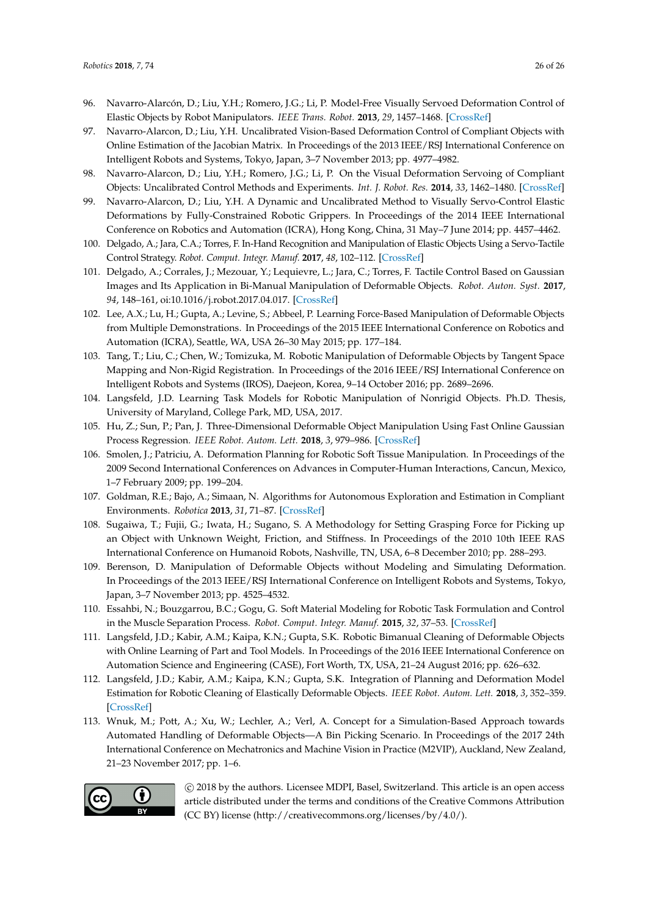96. Navarro-Alarcón, D.; Liu, Y.H.; Romero, J.G.; Li, P. Model-Free Visually Servoed Deformation Control of Elastic Objects by Robot Manipulators. *IEEE Trans. Robot.* **2013**, *29*, 1457–1468. [CrossRef]
97. Navarro-Alarcon, D.; Liu, Y.H. Uncalibrated Vision-Based Deformation Control of Compliant Objects with Online Estimation of the Jacobian Matrix. In Proceedings of the 2013 IEEE/RSJ International Conference on Intelligent Robots and Systems, Tokyo, Japan, 3–7 November 2013; pp. 4977–4982.
98. Navarro-Alarcon, D.; Liu, Y.H.; Romero, J.G.; Li, P. On the Visual Deformation Servoing of Compliant Objects: Uncalibrated Control Methods and Experiments. *Int. J. Robot. Res.* **2014**, *33*, 1462–1480. [CrossRef]
99. Navarro-Alarcon, D.; Liu, Y.H. A Dynamic and Uncalibrated Method to Visually Servo-Control Elastic Deformations by Fully-Constrained Robotic Grippers. In Proceedings of the 2014 IEEE International Conference on Robotics and Automation (ICRA), Hong Kong, China, 31 May–7 June 2014; pp. 4457–4462.
100. Delgado, A.; Jara, C.A.; Torres, F. In-Hand Recognition and Manipulation of Elastic Objects Using a Servo-Tactile Control Strategy. *Robot. Comput. Integr. Manuf.* **2017**, *48*, 102–112. [CrossRef]
101. Delgado, A.; Corrales, J.; Mezouar, Y.; Lequievre, L.; Jara, C.; Torres, F. Tactile Control Based on Gaussian Images and Its Application in Bi-Manual Manipulation of Deformable Objects. *Robot. Auton. Syst.* **2017**, *94*, 148–161, oi:10.1016/j.robot.2017.04.017. [CrossRef]
102. Lee, A.X.; Lu, H.; Gupta, A.; Levine, S.; Abbeel, P. Learning Force-Based Manipulation of Deformable Objects from Multiple Demonstrations. In Proceedings of the 2015 IEEE International Conference on Robotics and Automation (ICRA), Seattle, WA, USA 26–30 May 2015; pp. 177–184.
103. Tang, T.; Liu, C.; Chen, W.; Tomizuka, M. Robotic Manipulation of Deformable Objects by Tangent Space Mapping and Non-Rigid Registration. In Proceedings of the 2016 IEEE/RSJ International Conference on Intelligent Robots and Systems (IROS), Daejeon, Korea, 9–14 October 2016; pp. 2689–2696.
104. Langsfeld, J.D. Learning Task Models for Robotic Manipulation of Nonrigid Objects. Ph.D. Thesis, University of Maryland, College Park, MD, USA, 2017.
105. Hu, Z.; Sun, P.; Pan, J. Three-Dimensional Deformable Object Manipulation Using Fast Online Gaussian Process Regression. *IEEE Robot. Autom. Lett.* **2018**, *3*, 979–986. [CrossRef]
106. Smolen, J.; Patriciu, A. Deformation Planning for Robotic Soft Tissue Manipulation. In Proceedings of the 2009 Second International Conferences on Advances in Computer-Human Interactions, Cancun, Mexico, 1–7 February 2009; pp. 199–204.
107. Goldman, R.E.; Bajo, A.; Simaan, N. Algorithms for Autonomous Exploration and Estimation in Compliant Environments. *Robotica* **2013**, *31*, 71–87. [CrossRef]
108. Sugaiwa, T.; Fujii, G.; Iwata, H.; Sugano, S. A Methodology for Setting Grasping Force for Picking up an Object with Unknown Weight, Friction, and Stiffness. In Proceedings of the 2010 10th IEEE RAS International Conference on Humanoid Robots, Nashville, TN, USA, 6–8 December 2010; pp. 288–293.
109. Berenson, D. Manipulation of Deformable Objects without Modeling and Simulating Deformation. In Proceedings of the 2013 IEEE/RSJ International Conference on Intelligent Robots and Systems, Tokyo, Japan, 3–7 November 2013; pp. 4525–4532.
110. Essahbi, N.; Bouzgarrou, B.C.; Gogu, G. Soft Material Modeling for Robotic Task Formulation and Control in the Muscle Separation Process. *Robot. Comput. Integr. Manuf.* **2015**, *32*, 37–53. [CrossRef]
111. Langsfeld, J.D.; Kabir, A.M.; Kaipa, K.N.; Gupta, S.K. Robotic Bimanual Cleaning of Deformable Objects with Online Learning of Part and Tool Models. In Proceedings of the 2016 IEEE International Conference on Automation Science and Engineering (CASE), Fort Worth, TX, USA, 21–24 August 2016; pp. 626–632.
112. Langsfeld, J.D.; Kabir, A.M.; Kaipa, K.N.; Gupta, S.K. Integration of Planning and Deformation Model Estimation for Robotic Cleaning of Elastically Deformable Objects. *IEEE Robot. Autom. Lett.* **2018**, *3*, 352–359. [CrossRef]
113. Wnuk, M.; Pott, A.; Xu, W.; Lechler, A.; Verl, A. Concept for a Simulation-Based Approach towards Automated Handling of Deformable Objects—A Bin Picking Scenario. In Proceedings of the 2017 24th International Conference on Mechatronics and Machine Vision in Practice (M2VIP), Auckland, New Zealand, 21–23 November 2017; pp. 1–6.

© 2018 by the authors. Licensee MDPI, Basel, Switzerland. This article is an open access article distributed under the terms and conditions of the Creative Commons Attribution (CC BY) license (http://creativecommons.org/licenses/by/4.0/).